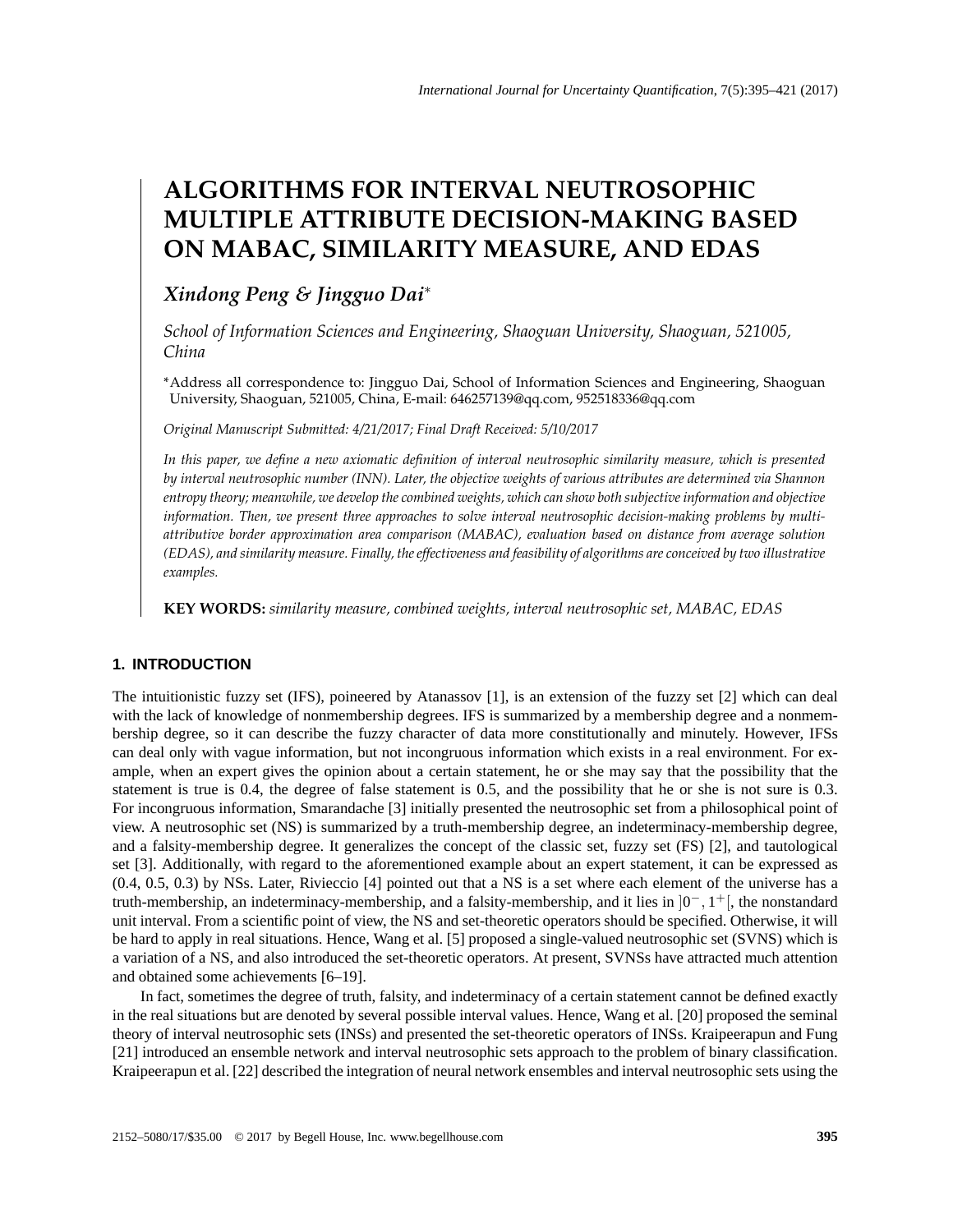# ALGORITHMS FOR INTERVAL NEUTROSOPHIC MULTIPLE ATTRIBUTE DECISION-MAKING BASED ON MABAC, SIMILARITY MEASURE, AND EDAS

***Xindong Peng & Jingguo Dai****

*School of Information Sciences and Engineering, Shaoguan University, Shaoguan, 521005, China*

*Address all correspondence to: Jingguo Dai, School of Information Sciences and Engineering, Shaoguan University, Shaoguan, 521005, China, E-mail: 646257139@qq.com, 952518336@qq.com

*Original Manuscript Submitted: 4/21/2017; Final Draft Received: 5/10/2017*

*In this paper, we define a new axiomatic definition of interval neutrosophic similarity measure, which is presented by interval neutrosophic number (INN). Later, the objective weights of various attributes are determined via Shannon entropy theory; meanwhile, we develop the combined weights, which can show both subjective information and objective information. Then, we present three approaches to solve interval neutrosophic decision-making problems by multi-attributive border approximation area comparison (MABAC), evaluation based on distance from average solution (EDAS), and similarity measure. Finally, the effectiveness and feasibility of algorithms are conceived by two illustrative examples.*

**KEY WORDS:** *similarity measure, combined weights, interval neutrosophic set, MABAC, EDAS*

## 1. INTRODUCTION

The intuitionistic fuzzy set (IFS), poineered by Atanassov [1], is an extension of the fuzzy set [2] which can deal with the lack of knowledge of nonmembership degrees. IFS is summarized by a membership degree and a nonmembership degree, so it can describe the fuzzy character of data more constitutionally and minutely. However, IFSs can deal only with vague information, but not incongruous information which exists in a real environment. For example, when an expert gives the opinion about a certain statement, he or she may say that the possibility that the statement is true is 0.4, the degree of false statement is 0.5, and the possibility that he or she is not sure is 0.3. For incongruous information, Smarandache [3] initially presented the neutrosophic set from a philosophical point of view. A neutrosophic set (NS) is summarized by a truth-membership degree, an indeterminacy-membership degree, and a falsity-membership degree. It generalizes the concept of the classic set, fuzzy set (FS) [2], and tautological set [3]. Additionally, with regard to the aforementioned example about an expert statement, it can be expressed as (0.4, 0.5, 0.3) by NSs. Later, Rivieccio [4] pointed out that a NS is a set where each element of the universe has a truth-membership, an indeterminacy-membership, and a falsity-membership, and it lies in $]0^-, 1^+[$, the nonstandard unit interval. From a scientific point of view, the NS and set-theoretic operators should be specified. Otherwise, it will be hard to apply in real situations. Hence, Wang et al. [5] proposed a single-valued neutrosophic set (SVNS) which is a variation of a NS, and also introduced the set-theoretic operators. At present, SVNSs have attracted much attention and obtained some achievements [6–19].

In fact, sometimes the degree of truth, falsity, and indeterminacy of a certain statement cannot be defined exactly in the real situations but are denoted by several possible interval values. Hence, Wang et al. [20] proposed the seminal theory of interval neutrosophic sets (INSs) and presented the set-theoretic operators of INSs. Kraipeerapun and Fung [21] introduced an ensemble network and interval neutrosophic sets approach to the problem of binary classification. Kraipeerapun et al. [22] described the integration of neural network ensembles and interval neutrosophic sets using the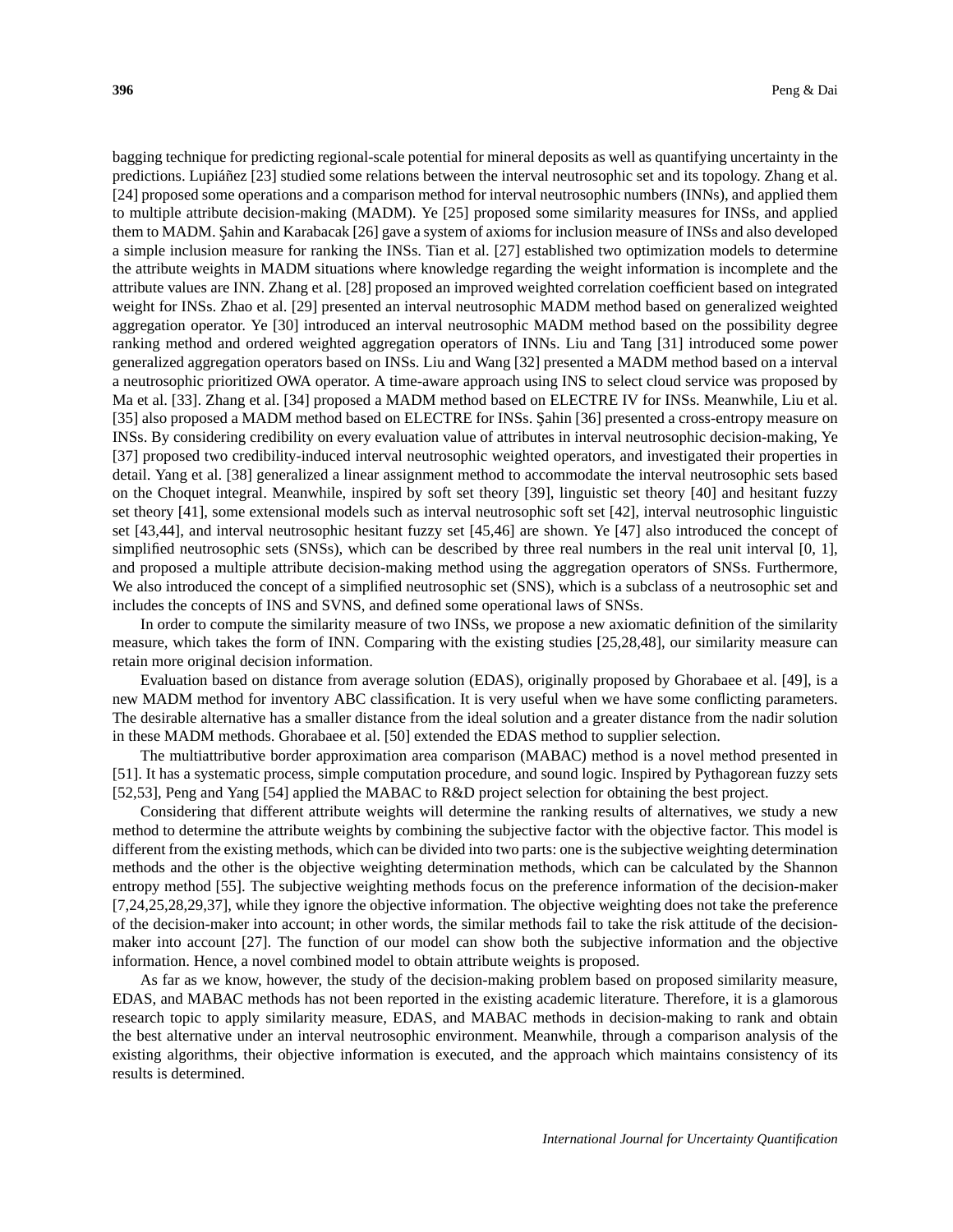bagging technique for predicting regional-scale potential for mineral deposits as well as quantifying uncertainty in the predictions. Lupiáñez [23] studied some relations between the interval neutrosophic set and its topology. Zhang et al. [24] proposed some operations and a comparison method for interval neutrosophic numbers (INNs), and applied them to multiple attribute decision-making (MADM). Ye [25] proposed some similarity measures for INSs, and applied them to MADM. Şahin and Karabacak [26] gave a system of axioms for inclusion measure of INSs and also developed a simple inclusion measure for ranking the INSs. Tian et al. [27] established two optimization models to determine the attribute weights in MADM situations where knowledge regarding the weight information is incomplete and the attribute values are INN. Zhang et al. [28] proposed an improved weighted correlation coefficient based on integrated weight for INSs. Zhao et al. [29] presented an interval neutrosophic MADM method based on generalized weighted aggregation operator. Ye [30] introduced an interval neutrosophic MADM method based on the possibility degree ranking method and ordered weighted aggregation operators of INNs. Liu and Tang [31] introduced some power generalized aggregation operators based on INSs. Liu and Wang [32] presented a MADM method based on a interval a neutrosophic prioritized OWA operator. A time-aware approach using INS to select cloud service was proposed by Ma et al. [33]. Zhang et al. [34] proposed a MADM method based on ELECTRE IV for INSs. Meanwhile, Liu et al. [35] also proposed a MADM method based on ELECTRE for INSs. Şahin [36] presented a cross-entropy measure on INSs. By considering credibility on every evaluation value of attributes in interval neutrosophic decision-making, Ye [37] proposed two credibility-induced interval neutrosophic weighted operators, and investigated their properties in detail. Yang et al. [38] generalized a linear assignment method to accommodate the interval neutrosophic sets based on the Choquet integral. Meanwhile, inspired by soft set theory [39], linguistic set theory [40] and hesitant fuzzy set theory [41], some extensional models such as interval neutrosophic soft set [42], interval neutrosophic linguistic set [43,44], and interval neutrosophic hesitant fuzzy set [45,46] are shown. Ye [47] also introduced the concept of simplified neutrosophic sets (SNSs), which can be described by three real numbers in the real unit interval [0, 1], and proposed a multiple attribute decision-making method using the aggregation operators of SNSs. Furthermore, We also introduced the concept of a simplified neutrosophic set (SNS), which is a subclass of a neutrosophic set and includes the concepts of INS and SVNS, and defined some operational laws of SNSs.

In order to compute the similarity measure of two INSs, we propose a new axiomatic definition of the similarity measure, which takes the form of INN. Comparing with the existing studies [25,28,48], our similarity measure can retain more original decision information.

Evaluation based on distance from average solution (EDAS), originally proposed by Ghorabaee et al. [49], is a new MADM method for inventory ABC classification. It is very useful when we have some conflicting parameters. The desirable alternative has a smaller distance from the ideal solution and a greater distance from the nadir solution in these MADM methods. Ghorabaee et al. [50] extended the EDAS method to supplier selection.

The multiattributive border approximation area comparison (MABAC) method is a novel method presented in [51]. It has a systematic process, simple computation procedure, and sound logic. Inspired by Pythagorean fuzzy sets [52,53], Peng and Yang [54] applied the MABAC to R&D project selection for obtaining the best project.

Considering that different attribute weights will determine the ranking results of alternatives, we study a new method to determine the attribute weights by combining the subjective factor with the objective factor. This model is different from the existing methods, which can be divided into two parts: one is the subjective weighting determination methods and the other is the objective weighting determination methods, which can be calculated by the Shannon entropy method [55]. The subjective weighting methods focus on the preference information of the decision-maker [7,24,25,28,29,37], while they ignore the objective information. The objective weighting does not take the preference of the decision-maker into account; in other words, the similar methods fail to take the risk attitude of the decision-maker into account [27]. The function of our model can show both the subjective information and the objective information. Hence, a novel combined model to obtain attribute weights is proposed.

As far as we know, however, the study of the decision-making problem based on proposed similarity measure, EDAS, and MABAC methods has not been reported in the existing academic literature. Therefore, it is a glamorous research topic to apply similarity measure, EDAS, and MABAC methods in decision-making to rank and obtain the best alternative under an interval neutrosophic environment. Meanwhile, through a comparison analysis of the existing algorithms, their objective information is executed, and the approach which maintains consistency of its results is determined.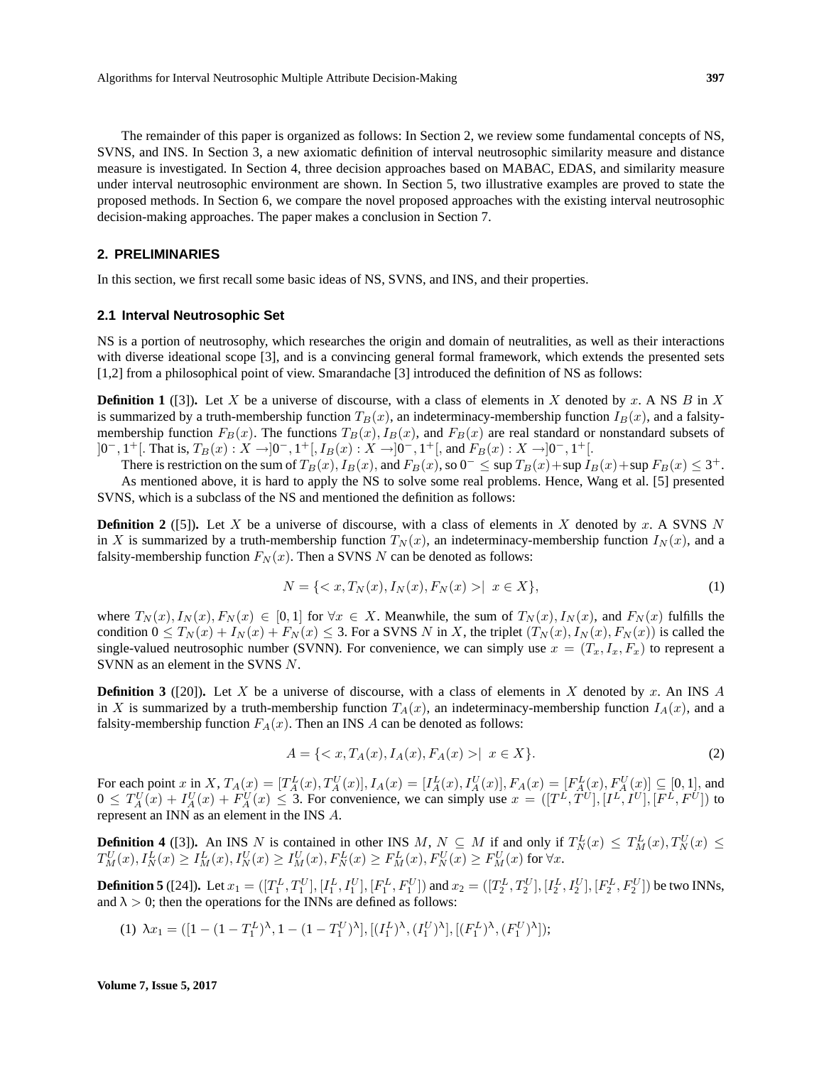The remainder of this paper is organized as follows: In Section 2, we review some fundamental concepts of NS, SVNS, and INS. In Section 3, a new axiomatic definition of interval neutrosophic similarity measure and distance measure is investigated. In Section 4, three decision approaches based on MABAC, EDAS, and similarity measure under interval neutrosophic environment are shown. In Section 5, two illustrative examples are proved to state the proposed methods. In Section 6, we compare the novel proposed approaches with the existing interval neutrosophic decision-making approaches. The paper makes a conclusion in Section 7.

## 2. PRELIMINARIES

In this section, we first recall some basic ideas of NS, SVNS, and INS, and their properties.

### 2.1 Interval Neutrosophic Set

NS is a portion of neutrosophy, which researches the origin and domain of neutralities, as well as their interactions with diverse ideational scope [3], and is a convincing general formal framework, which extends the presented sets [1,2] from a philosophical point of view. Smarandache [3] introduced the definition of NS as follows:

**Definition 1** ([3]). Let $X$ be a universe of discourse, with a class of elements in $X$ denoted by $x$. A NS $B$ in $X$ is summarized by a truth-membership function $T_B(x)$, an indeterminacy-membership function $I_B(x)$, and a falsity-membership function $F_B(x)$. The functions $T_B(x), I_B(x)$, and $F_B(x)$ are real standard or nonstandard subsets of $]0^-, 1^+[$. That is, $T_B(x) : X \rightarrow ]0^-, 1^+[$, $I_B(x) : X \rightarrow ]0^-, 1^+[$, and $F_B(x) : X \rightarrow ]0^-, 1^+[$.

There is restriction on the sum of $T_B(x), I_B(x)$, and $F_B(x)$, so $0^- \leq \sup T_B(x) + \sup I_B(x) + \sup F_B(x) \leq 3^+$.

As mentioned above, it is hard to apply the NS to solve some real problems. Hence, Wang et al. [5] presented SVNS, which is a subclass of the NS and mentioned the definition as follows:

**Definition 2** ([5]). Let $X$ be a universe of discourse, with a class of elements in $X$ denoted by $x$. A SVNS $N$ in $X$ is summarized by a truth-membership function $T_N(x)$, an indeterminacy-membership function $I_N(x)$, and a falsity-membership function $F_N(x)$. Then a SVNS $N$ can be denoted as follows:

$$N = \{< x, T_N(x), I_N(x), F_N(x) > \mid \ x \in X\}, \tag{1}$$

where $T_N(x), I_N(x), F_N(x) \in [0, 1]$ for $\forall x \in X$. Meanwhile, the sum of $T_N(x), I_N(x)$, and $F_N(x)$ fulfills the condition $0 \leq T_N(x) + I_N(x) + F_N(x) \leq 3$. For a SVNS $N$ in $X$, the triplet $(T_N(x), I_N(x), F_N(x))$ is called the single-valued neutrosophic number (SVNN). For convenience, we can simply use $x = (T_x, I_x, F_x)$ to represent a SVNN as an element in the SVNS $N$.

**Definition 3** ([20]). Let $X$ be a universe of discourse, with a class of elements in $X$ denoted by $x$. An INS $A$ in $X$ is summarized by a truth-membership function $T_A(x)$, an indeterminacy-membership function $I_A(x)$, and a falsity-membership function $F_A(x)$. Then an INS $A$ can be denoted as follows:

$$A = \{< x, T_A(x), I_A(x), F_A(x) > \mid \ x \in X\}. \tag{2}$$

For each point $x$ in $X$, $T_A(x) = [T_A^L(x), T_A^U(x)], I_A(x) = [I_A^L(x), I_A^U(x)], F_A(x) = [F_A^L(x), F_A^U(x)] \subseteq [0, 1]$, and $0 \leq T_A^U(x) + I_A^U(x) + F_A^U(x) \leq 3$. For convenience, we can simply use $x = ([T^L, T^U], [I^L, I^U], [F^L, F^U])$ to represent an INN as an element in the INS $A$.

**Definition 4** ([3]). An INS $N$ is contained in other INS $M$, $N \subseteq M$ if and only if $T_N^L(x) \leq T_M^L(x), T_N^U(x) \leq T_M^U(x), I_N^L(x) \geq I_M^L(x), I_N^U(x) \geq I_M^U(x), F_N^L(x) \geq F_M^L(x), F_N^U(x) \geq F_M^U(x)$ for $\forall x$.

**Definition 5** ([24]). Let $x_1 = ([T_1^L, T_1^U], [I_1^L, I_1^U], [F_1^L, F_1^U])$ and $x_2 = ([T_2^L, T_2^U], [I_2^L, I_2^U], [F_2^L, F_2^U])$ be two INNs, and $\lambda > 0$; then the operations for the INNs are defined as follows:

(1) $\lambda x_1 = ([1 - (1 - T_1^L)^\lambda, 1 - (1 - T_1^U)^\lambda], [(I_1^L)^\lambda, (I_1^U)^\lambda], [(F_1^L)^\lambda, (F_1^U)^\lambda]);$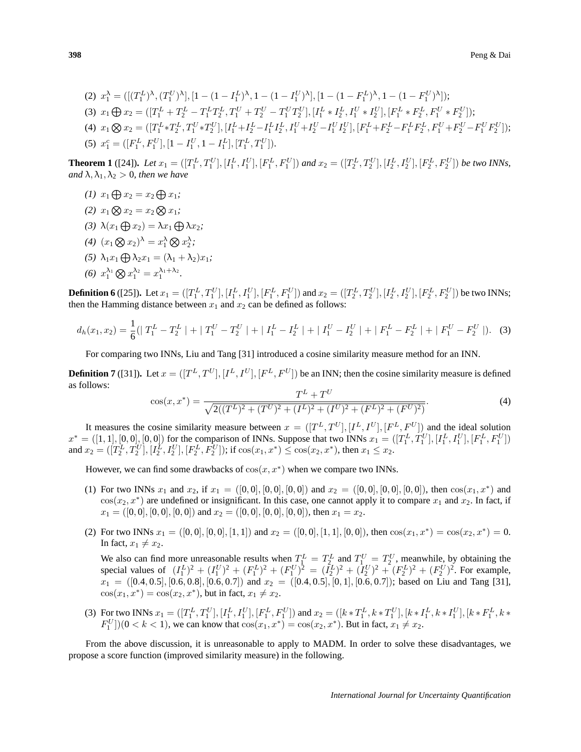(2) $x_1^\lambda = ([(T_1^L)^\lambda, (T_1^U)^\lambda], [1-(1-I_1^L)^\lambda, 1-(1-I_1^U)^\lambda], [1-(1-F_1^L)^\lambda, 1-(1-F_1^U)^\lambda])$;

(3) $x_1 \bigoplus x_2 = ([T_1^L + T_2^L - T_1^L T_2^L, T_1^U + T_2^U - T_1^U T_2^U], [I_1^L * I_2^L, I_1^U * I_2^U], [F_1^L * F_2^L, F_1^U * F_2^U])$;

(4) $x_1 \bigotimes x_2 = ([T_1^L * T_2^L, T_1^U * T_2^U], [I_1^L + I_2^L - I_1^L I_2^L, I_1^U + I_2^U - I_1^U I_2^U], [F_1^L + F_2^L - F_1^L F_2^L, F_1^U + F_2^U - F_1^U F_2^U])$;

(5) $x_1^c = ([F_1^L, F_1^U], [1-I_1^U, 1-I_1^L], [T_1^L, T_1^U])$.

**Theorem 1** ([24]). *Let $x_1 = ([T_1^L, T_1^U], [I_1^L, I_1^U], [F_1^L, F_1^U])$ and $x_2 = ([T_2^L, T_2^U], [I_2^L, I_2^U], [F_2^L, F_2^U])$ be two INNs, and $\lambda, \lambda_1, \lambda_2 > 0$, then we have*

*(1) $x_1 \bigoplus x_2 = x_2 \bigoplus x_1$;*

*(2) $x_1 \bigotimes x_2 = x_2 \bigotimes x_1$;*

*(3) $\lambda(x_1 \bigoplus x_2) = \lambda x_1 \bigoplus \lambda x_2$;*

*(4) $(x_1 \bigotimes x_2)^\lambda = x_1^\lambda \bigotimes x_2^\lambda$;*

*(5) $\lambda_1 x_1 \bigoplus \lambda_2 x_1 = (\lambda_1 + \lambda_2) x_1$;*

*(6) $x_1^{\lambda_1} \bigotimes x_1^{\lambda_2} = x_1^{\lambda_1 + \lambda_2}$.*

**Definition 6** ([25]). Let $x_1 = ([T_1^L, T_1^U], [I_1^L, I_1^U], [F_1^L, F_1^U])$ and $x_2 = ([T_2^L, T_2^U], [I_2^L, I_2^U], [F_2^L, F_2^U])$ be two INNs; then the Hamming distance between $x_1$ and $x_2$ can be defined as follows:

$$d_h(x_1, x_2) = \frac{1}{6}(\mid T_1^L - T_2^L \mid + \mid T_1^U - T_2^U \mid + \mid I_1^L - I_2^L \mid + \mid I_1^U - I_2^U \mid + \mid F_1^L - F_2^L \mid + \mid F_1^U - F_2^U \mid). \quad (3)$$

For comparing two INNs, Liu and Tang [31] introduced a cosine similarity measure method for an INN.

**Definition 7** ([31]). Let $x = ([T^L, T^U], [I^L, I^U], [F^L, F^U])$ be an INN; then the cosine similarity measure is defined as follows:

$$\cos(x, x^*) = \frac{T^L + T^U}{\sqrt{2((T^L)^2 + (T^U)^2 + (I^L)^2 + (I^U)^2 + (F^L)^2 + (F^U)^2)}}. \quad (4)$$

It measures the cosine similarity measure between $x = ([T^L, T^U], [I^L, I^U], [F^L, F^U])$ and the ideal solution $x^* = ([1,1],[0,0],[0,0])$ for the comparison of INNs. Suppose that two INNs $x_1 = ([T_1^L, T_1^U], [I_1^L, I_1^U], [F_1^L, F_1^U])$ and $x_2 = ([T_2^L, T_2^U], [I_2^L, I_2^U], [F_2^L, F_2^U])$; if $\cos(x_1, x^*) \le \cos(x_2, x^*)$, then $x_1 \le x_2$.

However, we can find some drawbacks of $\cos(x, x^*)$ when we compare two INNs.

(1) For two INNs $x_1$ and $x_2$, if $x_1 = ([0,0],[0,0],[0,0])$ and $x_2 = ([0,0],[0,0],[0,0])$, then $\cos(x_1, x^*)$ and $\cos(x_2, x^*)$ are undefined or insignificant. In this case, one cannot apply it to compare $x_1$ and $x_2$. In fact, if $x_1 = ([0,0],[0,0],[0,0])$ and $x_2 = ([0,0],[0,0],[0,0])$, then $x_1 = x_2$.

(2) For two INNs $x_1 = ([0,0],[0,0],[1,1])$ and $x_2 = ([0,0],[1,1],[0,0])$, then $\cos(x_1, x^*) = \cos(x_2, x^*) = 0$. In fact, $x_1 \ne x_2$.

We also can find more unreasonable results when $T_1^L = T_2^L$ and $T_1^U = T_2^U$, meanwhile, by obtaining the special values of $(I_1^L)^2 + (I_1^U)^2 + (F_1^L)^2 + (F_1^U)^2 = (I_2^L)^2 + (I_2^U)^2 + (F_2^L)^2 + (F_2^U)^2$. For example, $x_1 = ([0.4, 0.5], [0.6, 0.8], [0.6, 0.7])$ and $x_2 = ([0.4, 0.5], [0, 1], [0.6, 0.7])$; based on Liu and Tang [31], $\cos(x_1, x^*) = \cos(x_2, x^*)$, but in fact, $x_1 \ne x_2$.

(3) For two INNs $x_1 = ([T_1^L, T_1^U], [I_1^L, I_1^U], [F_1^L, F_1^U])$ and $x_2 = ([k * T_1^L, k * T_1^U], [k * I_1^L, k * I_1^U], [k * F_1^L, k * F_1^U])(0 < k < 1)$, we can know that $\cos(x_1, x^*) = \cos(x_2, x^*)$. But in fact, $x_1 \ne x_2$.

From the above discussion, it is unreasonable to apply to MADM. In order to solve these disadvantages, we propose a score function (improved similarity measure) in the following.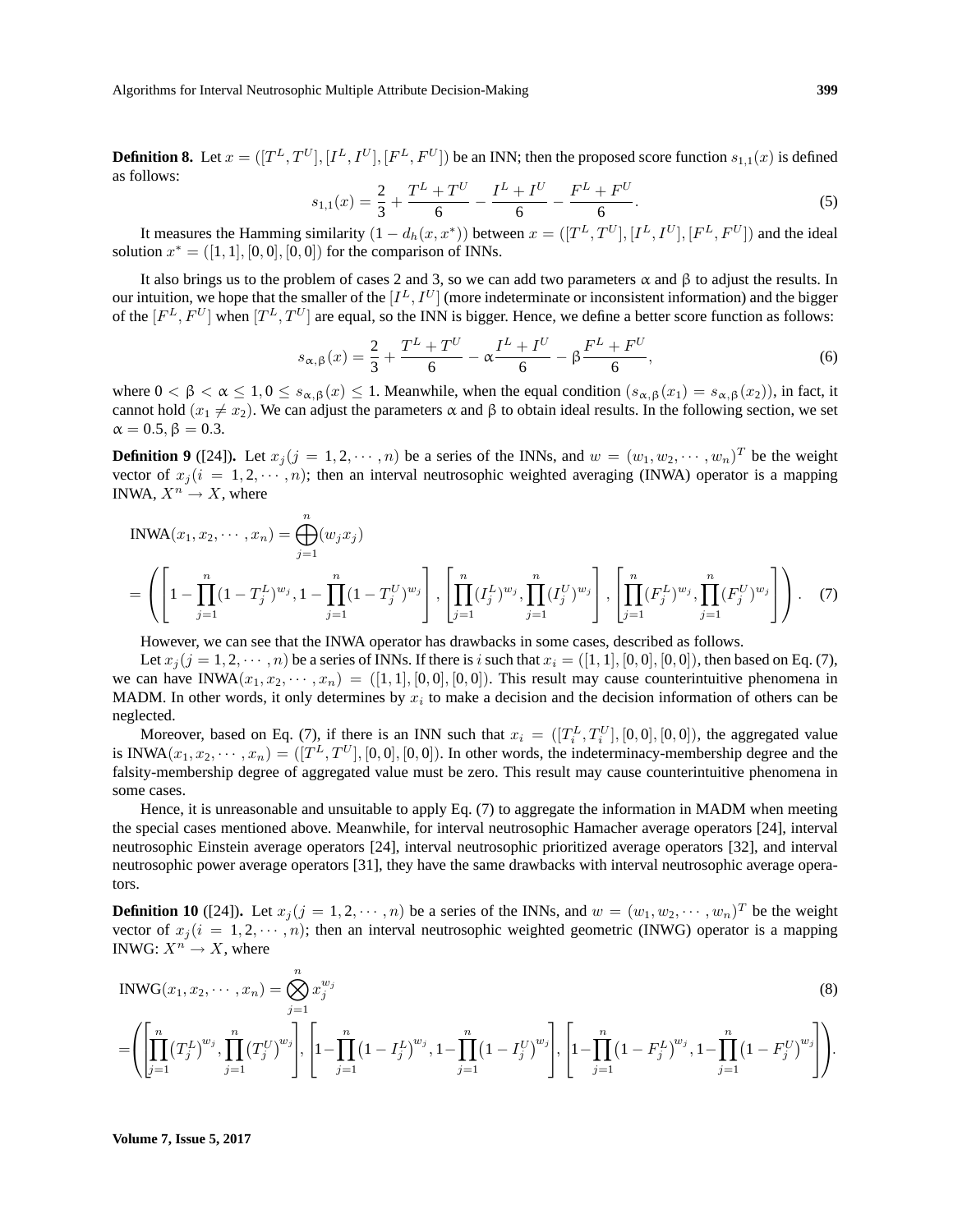**Definition 8.** Let $x = ([T^L, T^U], [I^L, I^U], [F^L, F^U])$ be an INN; then the proposed score function $s_{1,1}(x)$ is defined as follows:

$$s_{1,1}(x) = \frac{2}{3} + \frac{T^L + T^U}{6} - \frac{I^L + I^U}{6} - \frac{F^L + F^U}{6}. \tag{5}$$

It measures the Hamming similarity $(1 - d_h(x, x^*))$ between $x = ([T^L, T^U], [I^L, I^U], [F^L, F^U])$ and the ideal solution $x^* = ([1, 1], [0, 0], [0, 0])$ for the comparison of INNs.

It also brings us to the problem of cases 2 and 3, so we can add two parameters α and β to adjust the results. In our intuition, we hope that the smaller of the $[I^L, I^U]$ (more indeterminate or inconsistent information) and the bigger of the $[F^L, F^U]$ when $[T^L, T^U]$ are equal, so the INN is bigger. Hence, we define a better score function as follows:

$$s_{\alpha,\beta}(x) = \frac{2}{3} + \frac{T^L + T^U}{6} - \alpha\frac{I^L + I^U}{6} - \beta\frac{F^L + F^U}{6}, \tag{6}$$

where $0 < \beta < \alpha \leq 1, 0 \leq s_{\alpha,\beta}(x) \leq 1$. Meanwhile, when the equal condition $(s_{\alpha,\beta}(x_1) = s_{\alpha,\beta}(x_2))$, in fact, it cannot hold $(x_1 \neq x_2)$. We can adjust the parameters α and β to obtain ideal results. In the following section, we set $\alpha = 0.5, \beta = 0.3$.

**Definition 9** ([24]). Let $x_j (j = 1, 2, \cdots, n)$ be a series of the INNs, and $w = (w_1, w_2, \cdots, w_n)^T$ be the weight vector of $x_j (i = 1, 2, \cdots, n)$; then an interval neutrosophic weighted averaging (INWA) operator is a mapping INWA, $X^n \to X$, where

$$\text{INWA}(x_1, x_2, \cdots, x_n) = \bigoplus_{j=1}^{n}(w_j x_j)$$
$$= \left(\left[1 - \prod_{j=1}^{n}(1 - T_j^L)^{w_j}, 1 - \prod_{j=1}^{n}(1 - T_j^U)^{w_j}\right], \left[\prod_{j=1}^{n}(I_j^L)^{w_j}, \prod_{j=1}^{n}(I_j^U)^{w_j}\right], \left[\prod_{j=1}^{n}(F_j^L)^{w_j}, \prod_{j=1}^{n}(F_j^U)^{w_j}\right]\right). \tag{7}$$

However, we can see that the INWA operator has drawbacks in some cases, described as follows.

Let $x_j (j = 1, 2, \cdots, n)$ be a series of INNs. If there is $i$ such that $x_i = ([1, 1], [0, 0], [0, 0])$, then based on Eq. (7), we can have $\text{INWA}(x_1, x_2, \cdots, x_n) = ([1, 1], [0, 0], [0, 0])$. This result may cause counterintuitive phenomena in MADM. In other words, it only determines by $x_i$ to make a decision and the decision information of others can be neglected.

Moreover, based on Eq. (7), if there is an INN such that $x_i = ([T_i^L, T_i^U], [0, 0], [0, 0])$, the aggregated value is $\text{INWA}(x_1, x_2, \cdots, x_n) = ([T^L, T^U], [0, 0], [0, 0])$. In other words, the indeterminacy-membership degree and the falsity-membership degree of aggregated value must be zero. This result may cause counterintuitive phenomena in some cases.

Hence, it is unreasonable and unsuitable to apply Eq. (7) to aggregate the information in MADM when meeting the special cases mentioned above. Meanwhile, for interval neutrosophic Hamacher average operators [24], interval neutrosophic Einstein average operators [24], interval neutrosophic prioritized average operators [32], and interval neutrosophic power average operators [31], they have the same drawbacks with interval neutrosophic average operators.

**Definition 10** ([24]). Let $x_j (j = 1, 2, \cdots, n)$ be a series of the INNs, and $w = (w_1, w_2, \cdots, w_n)^T$ be the weight vector of $x_j (i = 1, 2, \cdots, n)$; then an interval neutrosophic weighted geometric (INWG) operator is a mapping INWG: $X^n \to X$, where

$$\text{INWG}(x_1, x_2, \cdots, x_n) = \bigotimes_{j=1}^{n} x_j^{w_j} \tag{8}$$
$$= \left(\left[\prod_{j=1}^{n}(T_j^L)^{w_j}, \prod_{j=1}^{n}(T_j^U)^{w_j}\right], \left[1 - \prod_{j=1}^{n}(1 - I_j^L)^{w_j}, 1 - \prod_{j=1}^{n}(1 - I_j^U)^{w_j}\right], \left[1 - \prod_{j=1}^{n}(1 - F_j^L)^{w_j}, 1 - \prod_{j=1}^{n}(1 - F_j^U)^{w_j}\right]\right).$$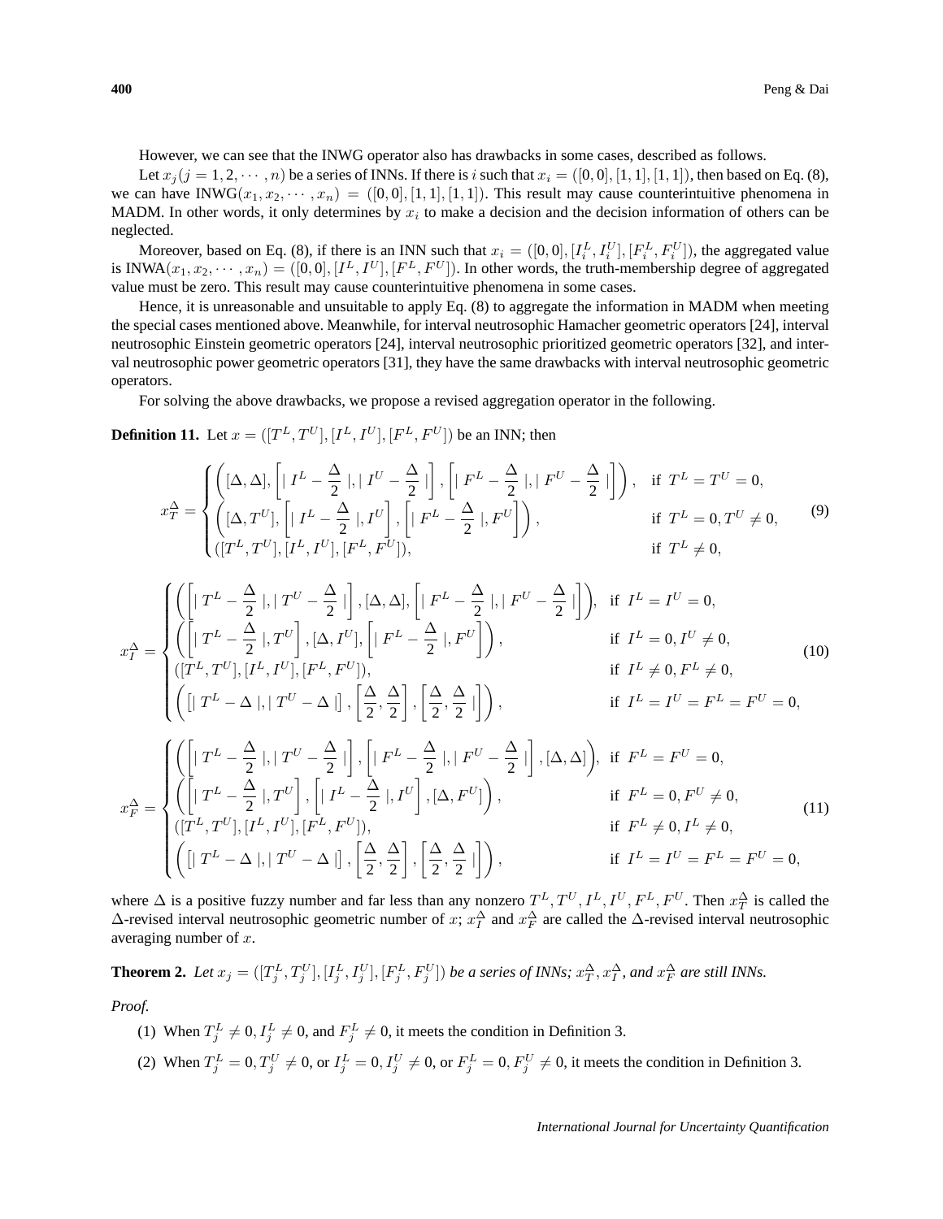However, we can see that the INWG operator also has drawbacks in some cases, described as follows.

Let $x_j (j = 1, 2, \cdots, n)$ be a series of INNs. If there is $i$ such that $x_i = ([0, 0], [1, 1], [1, 1])$, then based on Eq. (8), we can have $\text{INWG}(x_1, x_2, \cdots, x_n) = ([0, 0], [1, 1], [1, 1])$. This result may cause counterintuitive phenomena in MADM. In other words, it only determines by $x_i$ to make a decision and the decision information of others can be neglected.

Moreover, based on Eq. (8), if there is an INN such that $x_i = ([0, 0], [I_i^L, I_i^U], [F_i^L, F_i^U])$, the aggregated value is $\text{INWA}(x_1, x_2, \cdots, x_n) = ([0, 0], [I^L, I^U], [F^L, F^U])$. In other words, the truth-membership degree of aggregated value must be zero. This result may cause counterintuitive phenomena in some cases.

Hence, it is unreasonable and unsuitable to apply Eq. (8) to aggregate the information in MADM when meeting the special cases mentioned above. Meanwhile, for interval neutrosophic Hamacher geometric operators [24], interval neutrosophic Einstein geometric operators [24], interval neutrosophic prioritized geometric operators [32], and interval neutrosophic power geometric operators [31], they have the same drawbacks with interval neutrosophic geometric operators.

For solving the above drawbacks, we propose a revised aggregation operator in the following.

**Definition 11.** Let $x = ([T^L, T^U], [I^L, I^U], [F^L, F^U])$ be an INN; then

$$x_T^{\Delta} = \begin{cases} \left([\Delta, \Delta], \left[\mid I^L - \dfrac{\Delta}{2} \mid, \mid I^U - \dfrac{\Delta}{2} \mid\right], \left[\mid F^L - \dfrac{\Delta}{2} \mid, \mid F^U - \dfrac{\Delta}{2} \mid\right]\right), & \text{if } T^L = T^U = 0, \\ \left([\Delta, T^U], \left[\mid I^L - \dfrac{\Delta}{2} \mid, I^U\right], \left[\mid F^L - \dfrac{\Delta}{2} \mid, F^U\right]\right), & \text{if } T^L = 0, T^U \neq 0, \\ ([T^L, T^U], [I^L, I^U], [F^L, F^U]), & \text{if } T^L \neq 0, \end{cases} \tag{9}$$

$$x_I^{\Delta} = \begin{cases} \left(\left[\mid T^L - \dfrac{\Delta}{2} \mid, \mid T^U - \dfrac{\Delta}{2} \mid\right], [\Delta, \Delta], \left[\mid F^L - \dfrac{\Delta}{2} \mid, \mid F^U - \dfrac{\Delta}{2} \mid\right]\right), & \text{if } I^L = I^U = 0, \\ \left(\left[\mid T^L - \dfrac{\Delta}{2} \mid, T^U\right], [\Delta, I^U], \left[\mid F^L - \dfrac{\Delta}{2} \mid, F^U\right]\right), & \text{if } I^L = 0, I^U \neq 0, \\ ([T^L, T^U], [I^L, I^U], [F^L, F^U]), & \text{if } I^L \neq 0, F^L \neq 0, \\ \left(\left[\mid T^L - \Delta \mid, \mid T^U - \Delta \mid\right], \left[\dfrac{\Delta}{2}, \dfrac{\Delta}{2}\right], \left[\dfrac{\Delta}{2}, \dfrac{\Delta}{2} \mid\right]\right), & \text{if } I^L = I^U = F^L = F^U = 0, \end{cases} \tag{10}$$

$$x_F^{\Delta} = \begin{cases} \left(\left[\mid T^L - \dfrac{\Delta}{2} \mid, \mid T^U - \dfrac{\Delta}{2} \mid\right], \left[\mid F^L - \dfrac{\Delta}{2} \mid, \mid F^U - \dfrac{\Delta}{2} \mid\right], [\Delta, \Delta]\right), & \text{if } F^L = F^U = 0, \\ \left(\left[\mid T^L - \dfrac{\Delta}{2} \mid, T^U\right], \left[\mid I^L - \dfrac{\Delta}{2} \mid, I^U\right], [\Delta, F^U]\right), & \text{if } F^L = 0, F^U \neq 0, \\ ([T^L, T^U], [I^L, I^U], [F^L, F^U]), & \text{if } F^L \neq 0, I^L \neq 0, \\ \left(\left[\mid T^L - \Delta \mid, \mid T^U - \Delta \mid\right], \left[\dfrac{\Delta}{2}, \dfrac{\Delta}{2}\right], \left[\dfrac{\Delta}{2}, \dfrac{\Delta}{2} \mid\right]\right), & \text{if } I^L = I^U = F^L = F^U = 0, \end{cases} \tag{11}$$

where $\Delta$ is a positive fuzzy number and far less than any nonzero $T^L, T^U, I^L, I^U, F^L, F^U$. Then $x_T^{\Delta}$ is called the $\Delta$-revised interval neutrosophic geometric number of $x$; $x_I^{\Delta}$ and $x_F^{\Delta}$ are called the $\Delta$-revised interval neutrosophic averaging number of $x$.

**Theorem 2.** *Let $x_j = ([T_j^L, T_j^U], [I_j^L, I_j^U], [F_j^L, F_j^U])$ be a series of INNs; $x_T^{\Delta}, x_I^{\Delta}$, and $x_F^{\Delta}$ are still INNs.*

*Proof.*

(1) When $T_j^L \neq 0, I_j^L \neq 0$, and $F_j^L \neq 0$, it meets the condition in Definition 3.

(2) When $T_j^L = 0, T_j^U \neq 0$, or $I_j^L = 0, I_j^U \neq 0$, or $F_j^L = 0, F_j^U \neq 0$, it meets the condition in Definition 3.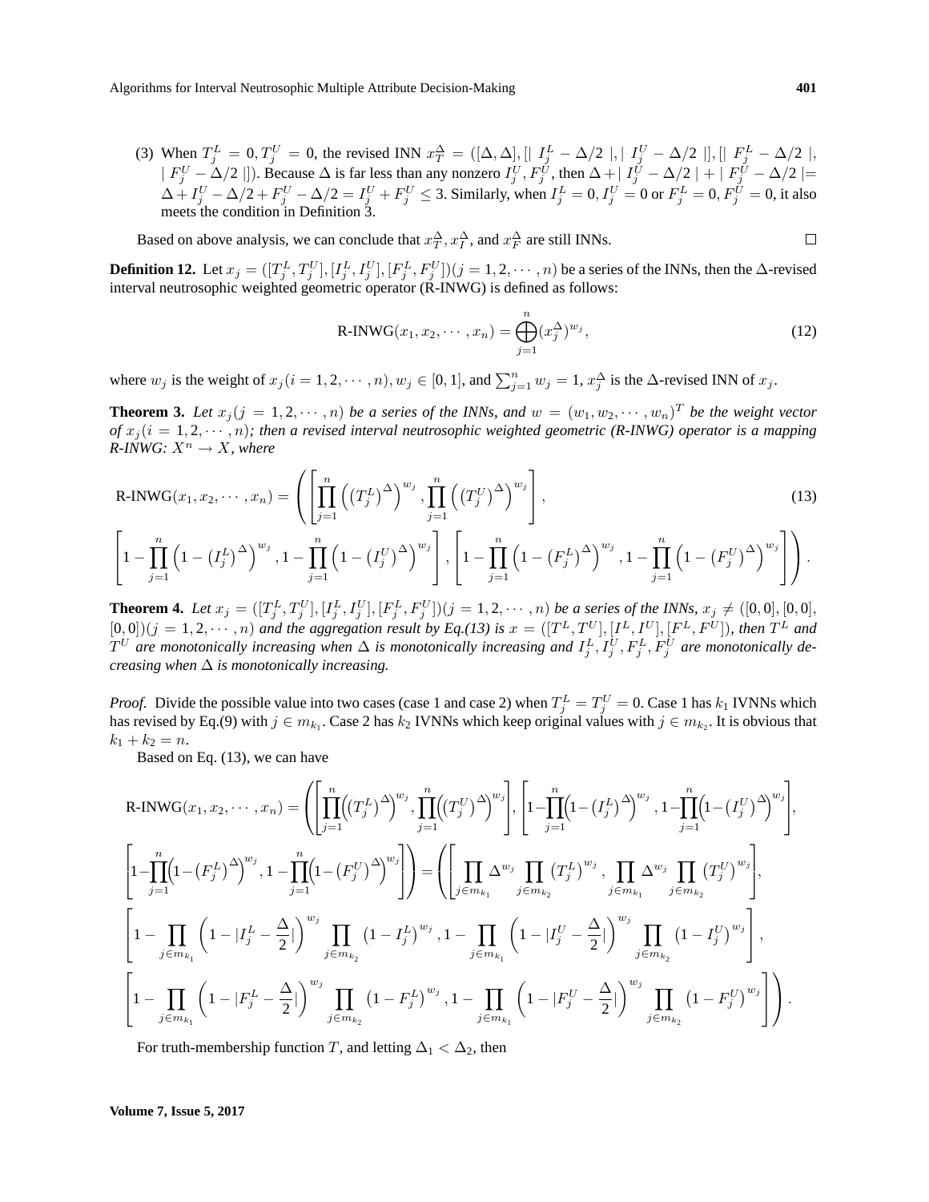(3) When $T_j^L = 0, T_j^U = 0$, the revised INN $x_T^\Delta = ([\Delta, \Delta], [\mid I_j^L - \Delta/2 \mid, \mid I_j^U - \Delta/2 \mid], [\mid F_j^L - \Delta/2 \mid, \mid F_j^U - \Delta/2 \mid])$. Because $\Delta$ is far less than any nonzero $I_j^U, F_j^U$, then $\Delta + \mid I_j^U - \Delta/2 \mid + \mid F_j^U - \Delta/2 \mid = \Delta + I_j^U - \Delta/2 + F_j^U - \Delta/2 = I_j^U + F_j^U \leq 3$. Similarly, when $I_j^L = 0, I_j^U = 0$ or $F_j^L = 0, F_j^U = 0$, it also meets the condition in Definition 3.

Based on above analysis, we can conclude that $x_T^\Delta, x_I^\Delta$, and $x_F^\Delta$ are still INNs. □

**Definition 12.** Let $x_j = ([T_j^L, T_j^U], [I_j^L, I_j^U], [F_j^L, F_j^U])(j = 1, 2, \cdots, n)$ be a series of the INNs, then the $\Delta$-revised interval neutrosophic weighted geometric operator (R-INWG) is defined as follows:

$$\text{R-INWG}(x_1, x_2, \cdots, x_n) = \bigoplus_{j=1}^{n} (x_j^\Delta)^{w_j}, \tag{12}$$

where $w_j$ is the weight of $x_j(i = 1, 2, \cdots, n), w_j \in [0, 1]$, and $\sum_{j=1}^n w_j = 1$, $x_j^\Delta$ is the $\Delta$-revised INN of $x_j$.

**Theorem 3.** *Let $x_j(j = 1, 2, \cdots, n)$ be a series of the INNs, and $w = (w_1, w_2, \cdots, w_n)^T$ be the weight vector of $x_j(i = 1, 2, \cdots, n)$; then a revised interval neutrosophic weighted geometric (R-INWG) operator is a mapping R-INWG: $X^n \to X$, where*

$$\text{R-INWG}(x_1, x_2, \cdots, x_n) = \left( \left[ \prod_{j=1}^{n} \left( \left(T_j^L\right)^\Delta \right)^{w_j}, \prod_{j=1}^{n} \left( \left(T_j^U\right)^\Delta \right)^{w_j} \right], \right. \tag{13}$$
$$\left. \left[ 1 - \prod_{j=1}^{n} \left( 1 - \left(I_j^L\right)^\Delta \right)^{w_j}, 1 - \prod_{j=1}^{n} \left( 1 - \left(I_j^U\right)^\Delta \right)^{w_j} \right], \left[ 1 - \prod_{j=1}^{n} \left( 1 - \left(F_j^L\right)^\Delta \right)^{w_j}, 1 - \prod_{j=1}^{n} \left( 1 - \left(F_j^U\right)^\Delta \right)^{w_j} \right] \right).$$

**Theorem 4.** *Let $x_j = ([T_j^L, T_j^U], [I_j^L, I_j^U], [F_j^L, F_j^U])(j = 1, 2, \cdots, n)$ be a series of the INNs, $x_j \neq ([0, 0], [0, 0], [0, 0])(j = 1, 2, \cdots, n)$ and the aggregation result by Eq.(13) is $x = ([T^L, T^U], [I^L, I^U], [F^L, F^U])$, then $T^L$ and $T^U$ are monotonically increasing when $\Delta$ is monotonically increasing and $I_j^L, I_j^U, F_j^L, F_j^U$ are monotonically decreasing when $\Delta$ is monotonically increasing.*

*Proof.* Divide the possible value into two cases (case 1 and case 2) when $T_j^L = T_j^U = 0$. Case 1 has $k_1$ IVNNs which has revised by Eq.(9) with $j \in m_{k_1}$. Case 2 has $k_2$ IVNNs which keep original values with $j \in m_{k_2}$. It is obvious that $k_1 + k_2 = n$.

Based on Eq. (13), we can have

$$\text{R-INWG}(x_1, x_2, \cdots, x_n) = \left( \left[ \prod_{j=1}^{n} \left( \left(T_j^L\right)^\Delta \right)^{w_j}, \prod_{j=1}^{n} \left( \left(T_j^U\right)^\Delta \right)^{w_j} \right], \left[ 1 - \prod_{j=1}^{n} \left( 1 - \left(I_j^L\right)^\Delta \right)^{w_j}, 1 - \prod_{j=1}^{n} \left( 1 - \left(I_j^U\right)^\Delta \right)^{w_j} \right], \right.$$
$$\left. \left[ 1 - \prod_{j=1}^{n} \left( 1 - \left(F_j^L\right)^\Delta \right)^{w_j}, 1 - \prod_{j=1}^{n} \left( 1 - \left(F_j^U\right)^\Delta \right)^{w_j} \right] \right) = \left( \left[ \prod_{j \in m_{k_1}} \Delta^{w_j} \prod_{j \in m_{k_2}} \left(T_j^L\right)^{w_j}, \prod_{j \in m_{k_1}} \Delta^{w_j} \prod_{j \in m_{k_2}} \left(T_j^U\right)^{w_j} \right], \right.$$
$$\left[ 1 - \prod_{j \in m_{k_1}} \left( 1 - |I_j^L - \frac{\Delta}{2}| \right)^{w_j} \prod_{j \in m_{k_2}} \left(1 - I_j^L\right)^{w_j}, 1 - \prod_{j \in m_{k_1}} \left( 1 - |I_j^U - \frac{\Delta}{2}| \right)^{w_j} \prod_{j \in m_{k_2}} \left(1 - I_j^U\right)^{w_j} \right],$$
$$\left. \left[ 1 - \prod_{j \in m_{k_1}} \left( 1 - |F_j^L - \frac{\Delta}{2}| \right)^{w_j} \prod_{j \in m_{k_2}} \left(1 - F_j^L\right)^{w_j}, 1 - \prod_{j \in m_{k_1}} \left( 1 - |F_j^U - \frac{\Delta}{2}| \right)^{w_j} \prod_{j \in m_{k_2}} \left(1 - F_j^U\right)^{w_j} \right] \right).$$

For truth-membership function $T$, and letting $\Delta_1 < \Delta_2$, then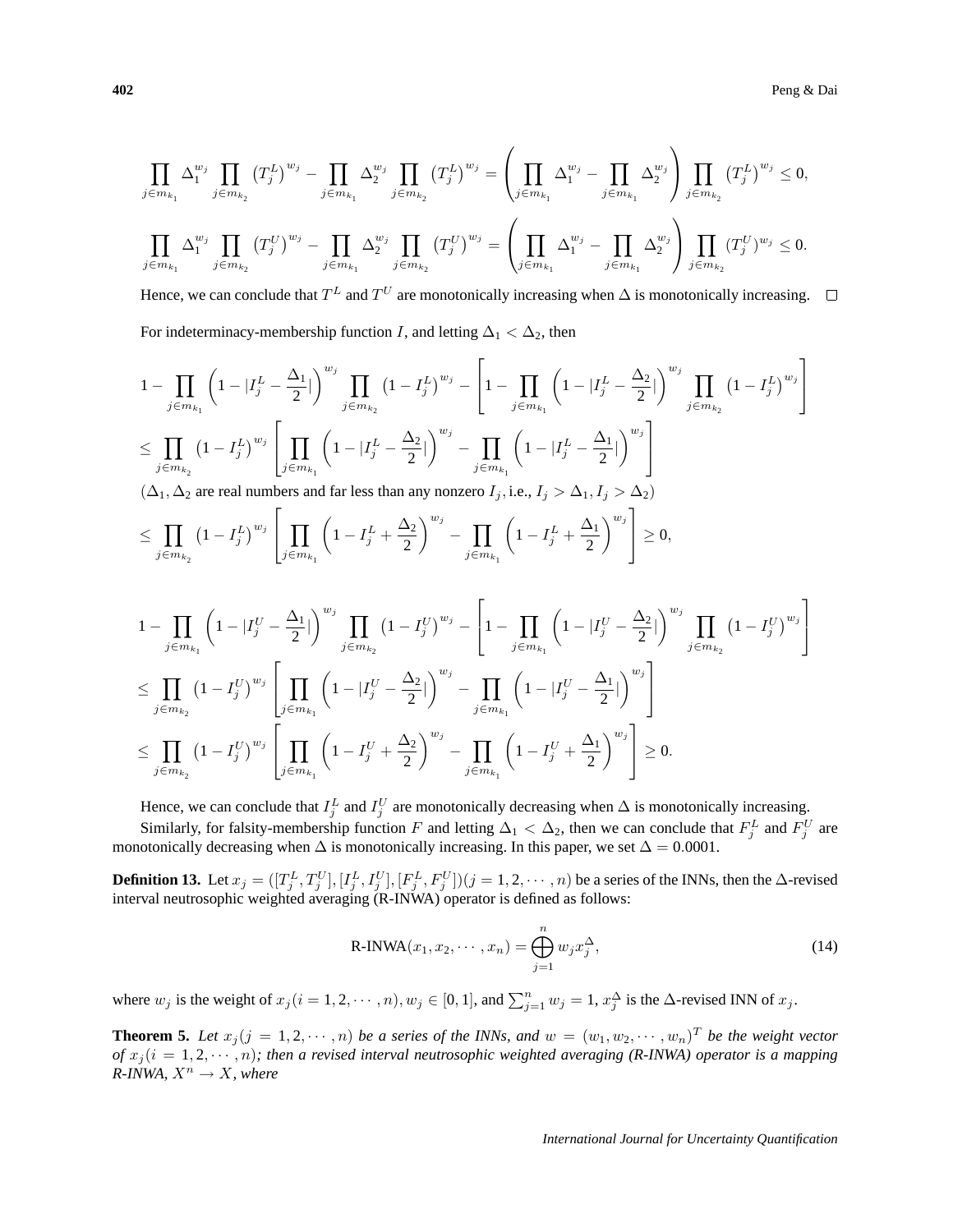$$\prod_{j\in m_{k_1}} \Delta_1^{w_j} \prod_{j\in m_{k_2}} \left(T_j^L\right)^{w_j} - \prod_{j\in m_{k_1}} \Delta_2^{w_j} \prod_{j\in m_{k_2}} \left(T_j^L\right)^{w_j} = \left(\prod_{j\in m_{k_1}} \Delta_1^{w_j} - \prod_{j\in m_{k_1}} \Delta_2^{w_j}\right) \prod_{j\in m_{k_2}} \left(T_j^L\right)^{w_j} \leq 0,$$

$$\prod_{j\in m_{k_1}} \Delta_1^{w_j} \prod_{j\in m_{k_2}} \left(T_j^U\right)^{w_j} - \prod_{j\in m_{k_1}} \Delta_2^{w_j} \prod_{j\in m_{k_2}} \left(T_j^U\right)^{w_j} = \left(\prod_{j\in m_{k_1}} \Delta_1^{w_j} - \prod_{j\in m_{k_1}} \Delta_2^{w_j}\right) \prod_{j\in m_{k_2}} (T_j^U)^{w_j} \leq 0.$$

Hence, we can conclude that $T^L$ and $T^U$ are monotonically increasing when $\Delta$ is monotonically increasing. □

For indeterminacy-membership function $I$, and letting $\Delta_1 < \Delta_2$, then

$$1 - \prod_{j\in m_{k_1}} \left(1 - |I_j^L - \frac{\Delta_1}{2}|\right)^{w_j} \prod_{j\in m_{k_2}} \left(1 - I_j^L\right)^{w_j} - \left[1 - \prod_{j\in m_{k_1}} \left(1 - |I_j^L - \frac{\Delta_2}{2}|\right)^{w_j} \prod_{j\in m_{k_2}} \left(1 - I_j^L\right)^{w_j}\right]$$

$$\leq \prod_{j\in m_{k_2}} \left(1 - I_j^L\right)^{w_j} \left[\prod_{j\in m_{k_1}} \left(1 - |I_j^L - \frac{\Delta_2}{2}|\right)^{w_j} - \prod_{j\in m_{k_1}} \left(1 - |I_j^L - \frac{\Delta_1}{2}|\right)^{w_j}\right]$$

($\Delta_1, \Delta_2$ are real numbers and far less than any nonzero $I_j$, i.e., $I_j > \Delta_1, I_j > \Delta_2$)

$$\leq \prod_{j\in m_{k_2}} \left(1 - I_j^L\right)^{w_j} \left[\prod_{j\in m_{k_1}} \left(1 - I_j^L + \frac{\Delta_2}{2}\right)^{w_j} - \prod_{j\in m_{k_1}} \left(1 - I_j^L + \frac{\Delta_1}{2}\right)^{w_j}\right] \geq 0,$$

$$1 - \prod_{j\in m_{k_1}} \left(1 - |I_j^U - \frac{\Delta_1}{2}|\right)^{w_j} \prod_{j\in m_{k_2}} \left(1 - I_j^U\right)^{w_j} - \left[1 - \prod_{j\in m_{k_1}} \left(1 - |I_j^U - \frac{\Delta_2}{2}|\right)^{w_j} \prod_{j\in m_{k_2}} \left(1 - I_j^U\right)^{w_j}\right]$$

$$\leq \prod_{j\in m_{k_2}} \left(1 - I_j^U\right)^{w_j} \left[\prod_{j\in m_{k_1}} \left(1 - |I_j^U - \frac{\Delta_2}{2}|\right)^{w_j} - \prod_{j\in m_{k_1}} \left(1 - |I_j^U - \frac{\Delta_1}{2}|\right)^{w_j}\right]$$

$$\leq \prod_{j\in m_{k_2}} \left(1 - I_j^U\right)^{w_j} \left[\prod_{j\in m_{k_1}} \left(1 - I_j^U + \frac{\Delta_2}{2}\right)^{w_j} - \prod_{j\in m_{k_1}} \left(1 - I_j^U + \frac{\Delta_1}{2}\right)^{w_j}\right] \geq 0.$$

Hence, we can conclude that $I_j^L$ and $I_j^U$ are monotonically decreasing when $\Delta$ is monotonically increasing.

Similarly, for falsity-membership function $F$ and letting $\Delta_1 < \Delta_2$, then we can conclude that $F_j^L$ and $F_j^U$ are monotonically decreasing when $\Delta$ is monotonically increasing. In this paper, we set $\Delta = 0.0001$.

**Definition 13.** Let $x_j = ([T_j^L, T_j^U], [I_j^L, I_j^U], [F_j^L, F_j^U])(j = 1, 2, \cdots, n)$ be a series of the INNs, then the $\Delta$-revised interval neutrosophic weighted averaging (R-INWA) operator is defined as follows:

$$\text{R-INWA}(x_1, x_2, \cdots, x_n) = \bigoplus_{j=1}^{n} w_j x_j^{\Delta}, \tag{14}$$

where $w_j$ is the weight of $x_j (i = 1, 2, \cdots, n), w_j \in [0, 1]$, and $\sum_{j=1}^{n} w_j = 1$, $x_j^{\Delta}$ is the $\Delta$-revised INN of $x_j$.

**Theorem 5.** *Let $x_j (j = 1, 2, \cdots, n)$ be a series of the INNs, and $w = (w_1, w_2, \cdots, w_n)^T$ be the weight vector of $x_j (i = 1, 2, \cdots, n)$; then a revised interval neutrosophic weighted averaging (R-INWA) operator is a mapping R-INWA, $X^n \to X$, where*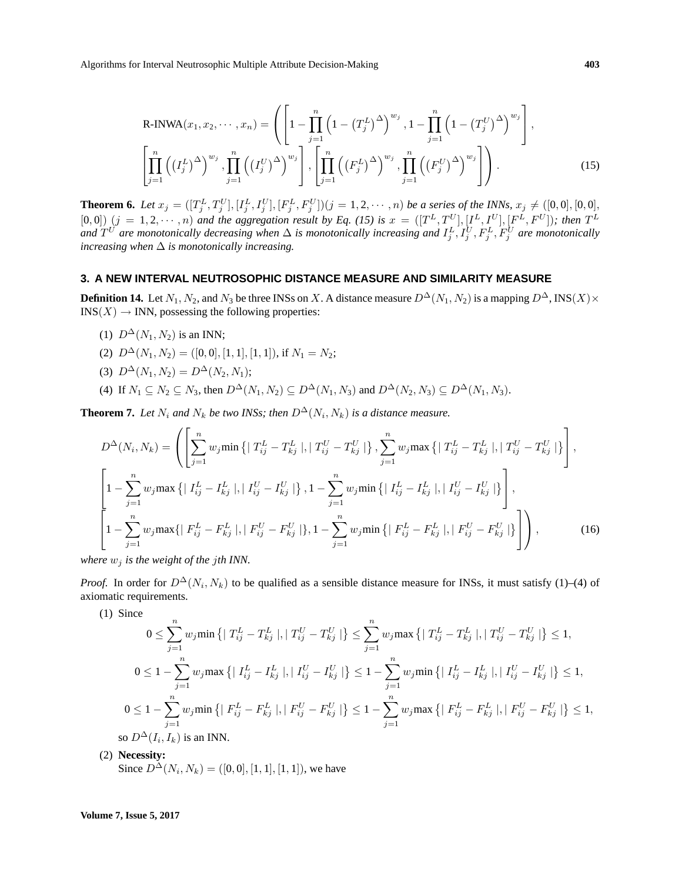$$\text{R-INWA}(x_1, x_2, \cdots, x_n) = \left( \left[ 1 - \prod_{j=1}^{n} \left(1 - \left(T_j^L\right)^{\Delta}\right)^{w_j}, 1 - \prod_{j=1}^{n} \left(1 - \left(T_j^U\right)^{\Delta}\right)^{w_j} \right], \right.$$
$$\left. \left[ \prod_{j=1}^{n} \left(\left(I_j^L\right)^{\Delta}\right)^{w_j}, \prod_{j=1}^{n} \left(\left(I_j^U\right)^{\Delta}\right)^{w_j} \right], \left[ \prod_{j=1}^{n} \left(\left(F_j^L\right)^{\Delta}\right)^{w_j}, \prod_{j=1}^{n} \left(\left(F_j^U\right)^{\Delta}\right)^{w_j} \right] \right). \tag{15}$$

**Theorem 6.** *Let $x_j = ([T_j^L, T_j^U], [I_j^L, I_j^U], [F_j^L, F_j^U])(j = 1, 2, \cdots, n)$ be a series of the INNs, $x_j \neq ([0,0],[0,0],[0,0])$ $(j = 1, 2, \cdots, n)$ and the aggregation result by Eq. (15) is $x = ([T^L, T^U], [I^L, I^U], [F^L, F^U])$; then $T^L$ and $T^U$ are monotonically decreasing when $\Delta$ is monotonically increasing and $I_j^L, I_j^U, F_j^L, F_j^U$ are monotonically increasing when $\Delta$ is monotonically increasing.*

## 3. A NEW INTERVAL NEUTROSOPHIC DISTANCE MEASURE AND SIMILARITY MEASURE

**Definition 14.** Let $N_1, N_2$, and $N_3$ be three INSs on $X$. A distance measure $D^{\Delta}(N_1, N_2)$ is a mapping $D^{\Delta}$, $\text{INS}(X) \times \text{INS}(X) \rightarrow \text{INN}$, possessing the following properties:

(1) $D^{\Delta}(N_1, N_2)$ is an INN;

(2) $D^{\Delta}(N_1, N_2) = ([0,0],[1,1],[1,1])$, if $N_1 = N_2$;

(3) $D^{\Delta}(N_1, N_2) = D^{\Delta}(N_2, N_1)$;

(4) If $N_1 \subseteq N_2 \subseteq N_3$, then $D^{\Delta}(N_1, N_2) \subseteq D^{\Delta}(N_1, N_3)$ and $D^{\Delta}(N_2, N_3) \subseteq D^{\Delta}(N_1, N_3)$.

**Theorem 7.** *Let $N_i$ and $N_k$ be two INSs; then $D^{\Delta}(N_i, N_k)$ is a distance measure.*

$$D^{\Delta}(N_i, N_k) = \left( \left[ \sum_{j=1}^{n} w_j \min\left\{ |T_{ij}^L - T_{kj}^L|, |T_{ij}^U - T_{kj}^U| \right\}, \sum_{j=1}^{n} w_j \max\left\{ |T_{ij}^L - T_{kj}^L|, |T_{ij}^U - T_{kj}^U| \right\} \right], \right.$$
$$\left[ 1 - \sum_{j=1}^{n} w_j \max\left\{ |I_{ij}^L - I_{kj}^L|, |I_{ij}^U - I_{kj}^U| \right\}, 1 - \sum_{j=1}^{n} w_j \min\left\{ |I_{ij}^L - I_{kj}^L|, |I_{ij}^U - I_{kj}^U| \right\} \right],$$
$$\left. \left[ 1 - \sum_{j=1}^{n} w_j \max\{ |F_{ij}^L - F_{kj}^L|, |F_{ij}^U - F_{kj}^U| \}, 1 - \sum_{j=1}^{n} w_j \min\left\{ |F_{ij}^L - F_{kj}^L|, |F_{ij}^U - F_{kj}^U| \right\} \right] \right), \tag{16}$$

*where $w_j$ is the weight of the $j$th INN.*

*Proof.* In order for $D^{\Delta}(N_i, N_k)$ to be qualified as a sensible distance measure for INSs, it must satisfy (1)–(4) of axiomatic requirements.

(1) Since

$$0 \leq \sum_{j=1}^{n} w_j \min\left\{ |T_{ij}^L - T_{kj}^L|, |T_{ij}^U - T_{kj}^U| \right\} \leq \sum_{j=1}^{n} w_j \max\left\{ |T_{ij}^L - T_{kj}^L|, |T_{ij}^U - T_{kj}^U| \right\} \leq 1,$$

$$0 \leq 1 - \sum_{j=1}^{n} w_j \max\left\{ |I_{ij}^L - I_{kj}^L|, |I_{ij}^U - I_{kj}^U| \right\} \leq 1 - \sum_{j=1}^{n} w_j \min\left\{ |I_{ij}^L - I_{kj}^L|, |I_{ij}^U - I_{kj}^U| \right\} \leq 1,$$

$$0 \leq 1 - \sum_{j=1}^{n} w_j \min\left\{ |F_{ij}^L - F_{kj}^L|, |F_{ij}^U - F_{kj}^U| \right\} \leq 1 - \sum_{j=1}^{n} w_j \max\left\{ |F_{ij}^L - F_{kj}^L|, |F_{ij}^U - F_{kj}^U| \right\} \leq 1,$$

so $D^{\Delta}(I_i, I_k)$ is an INN.

(2) **Necessity:**
Since $D^{\Delta}(N_i, N_k) = ([0,0],[1,1],[1,1])$, we have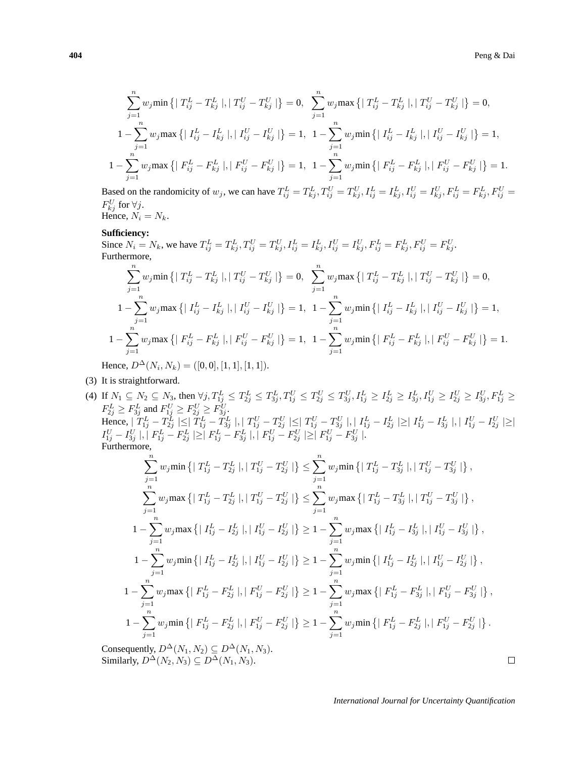$$\sum_{j=1}^{n} w_j \min\left\{ \mid T_{ij}^L - T_{kj}^L \mid, \mid T_{ij}^U - T_{kj}^U \mid \right\} = 0, \quad \sum_{j=1}^{n} w_j \max\left\{ \mid T_{ij}^L - T_{kj}^L \mid, \mid T_{ij}^U - T_{kj}^U \mid \right\} = 0,$$

$$1 - \sum_{j=1}^{n} w_j \max\left\{ \mid I_{ij}^L - I_{kj}^L \mid, \mid I_{ij}^U - I_{kj}^U \mid \right\} = 1, \quad 1 - \sum_{j=1}^{n} w_j \min\left\{ \mid I_{ij}^L - I_{kj}^L \mid, \mid I_{ij}^U - I_{kj}^U \mid \right\} = 1,$$

$$1 - \sum_{j=1}^{n} w_j \max\left\{ \mid F_{ij}^L - F_{kj}^L \mid, \mid F_{ij}^U - F_{kj}^U \mid \right\} = 1, \quad 1 - \sum_{j=1}^{n} w_j \min\left\{ \mid F_{ij}^L - F_{kj}^L \mid, \mid F_{ij}^U - F_{kj}^U \mid \right\} = 1.$$

Based on the randomicity of $w_j$, we can have $T_{ij}^L = T_{kj}^L, T_{ij}^U = T_{kj}^U, I_{ij}^L = I_{kj}^L, I_{ij}^U = I_{kj}^U, F_{ij}^L = F_{kj}^L, F_{ij}^U = F_{kj}^U$ for $\forall j$.
Hence, $N_i = N_k$.

**Sufficiency:**
Since $N_i = N_k$, we have $T_{ij}^L = T_{kj}^L, T_{ij}^U = T_{kj}^U, I_{ij}^L = I_{kj}^L, I_{ij}^U = I_{kj}^U, F_{ij}^L = F_{kj}^L, F_{ij}^U = F_{kj}^U$.
Furthermore,

$$\sum_{j=1}^{n} w_j \min\left\{ \mid T_{ij}^L - T_{kj}^L \mid, \mid T_{ij}^U - T_{kj}^U \mid \right\} = 0, \quad \sum_{j=1}^{n} w_j \max\left\{ \mid T_{ij}^L - T_{kj}^L \mid, \mid T_{ij}^U - T_{kj}^U \mid \right\} = 0,$$

$$1 - \sum_{j=1}^{n} w_j \max\left\{ \mid I_{ij}^L - I_{kj}^L \mid, \mid I_{ij}^U - I_{kj}^U \mid \right\} = 1, \quad 1 - \sum_{j=1}^{n} w_j \min\left\{ \mid I_{ij}^L - I_{kj}^L \mid, \mid I_{ij}^U - I_{kj}^U \mid \right\} = 1,$$

$$1 - \sum_{j=1}^{n} w_j \max\left\{ \mid F_{ij}^L - F_{kj}^L \mid, \mid F_{ij}^U - F_{kj}^U \mid \right\} = 1, \quad 1 - \sum_{j=1}^{n} w_j \min\left\{ \mid F_{ij}^L - F_{kj}^L \mid, \mid F_{ij}^U - F_{kj}^U \mid \right\} = 1.$$

Hence, $D^{\Delta}(N_i, N_k) = ([0,0],[1,1],[1,1])$.

(3) It is straightforward.

(4) If $N_1 \subseteq N_2 \subseteq N_3$, then $\forall j, T_{1j}^L \leq T_{2j}^L \leq T_{3j}^L, T_{1j}^U \leq T_{2j}^U \leq T_{3j}^U, I_{1j}^L \geq I_{2j}^L \geq I_{3j}^L, I_{1j}^U \geq I_{2j}^U \geq I_{3j}^U, F_{1j}^L \geq F_{2j}^L \geq F_{3j}^L$ and $F_{1j}^U \geq F_{2j}^U \geq F_{3j}^U$.
Hence, $\mid T_{1j}^L - T_{2j}^L \mid \leq \mid T_{1j}^L - T_{3j}^L \mid, \mid T_{1j}^U - T_{2j}^U \mid \leq \mid T_{1j}^U - T_{3j}^U \mid, \mid I_{1j}^L - I_{2j}^L \mid \geq \mid I_{1j}^L - I_{3j}^L \mid, \mid I_{1j}^U - I_{2j}^U \mid \geq \mid I_{1j}^U - I_{3j}^U \mid, \mid F_{1j}^L - F_{2j}^L \mid \geq \mid F_{1j}^L - F_{3j}^L \mid, \mid F_{1j}^U - F_{2j}^U \mid \geq \mid F_{1j}^U - F_{3j}^U \mid$.
Furthermore,

$$\sum_{j=1}^{n} w_j \min\left\{ \mid T_{1j}^L - T_{2j}^L \mid, \mid T_{1j}^U - T_{2j}^U \mid \right\} \leq \sum_{j=1}^{n} w_j \min\left\{ \mid T_{1j}^L - T_{3j}^L \mid, \mid T_{1j}^U - T_{3j}^U \mid \right\},$$

$$\sum_{j=1}^{n} w_j \max\left\{ \mid T_{1j}^L - T_{2j}^L \mid, \mid T_{1j}^U - T_{2j}^U \mid \right\} \leq \sum_{j=1}^{n} w_j \max\left\{ \mid T_{1j}^L - T_{3j}^L \mid, \mid T_{1j}^U - T_{3j}^U \mid \right\},$$

$$1 - \sum_{j=1}^{n} w_j \max\left\{ \mid I_{1j}^L - I_{2j}^L \mid, \mid I_{1j}^U - I_{2j}^U \mid \right\} \geq 1 - \sum_{j=1}^{n} w_j \max\left\{ \mid I_{1j}^L - I_{3j}^L \mid, \mid I_{1j}^U - I_{3j}^U \mid \right\},$$

$$1 - \sum_{j=1}^{n} w_j \min\left\{ \mid I_{1j}^L - I_{2j}^L \mid, \mid I_{1j}^U - I_{2j}^U \mid \right\} \geq 1 - \sum_{j=1}^{n} w_j \min\left\{ \mid I_{1j}^L - I_{2j}^L \mid, \mid I_{1j}^U - I_{2j}^U \mid \right\},$$

$$1 - \sum_{j=1}^{n} w_j \max\left\{ \mid F_{1j}^L - F_{2j}^L \mid, \mid F_{1j}^U - F_{2j}^U \mid \right\} \geq 1 - \sum_{j=1}^{n} w_j \max\left\{ \mid F_{1j}^L - F_{3j}^L \mid, \mid F_{1j}^U - F_{3j}^U \mid \right\},$$

$$1 - \sum_{j=1}^{n} w_j \min\left\{ \mid F_{1j}^L - F_{2j}^L \mid, \mid F_{1j}^U - F_{2j}^U \mid \right\} \geq 1 - \sum_{j=1}^{n} w_j \min\left\{ \mid F_{1j}^L - F_{2j}^L \mid, \mid F_{1j}^U - F_{2j}^U \mid \right\}.$$

Consequently, $D^{\Delta}(N_1, N_2) \subseteq D^{\Delta}(N_1, N_3)$.
Similarly, $D^{\Delta}(N_2, N_3) \subseteq D^{\Delta}(N_1, N_3)$. □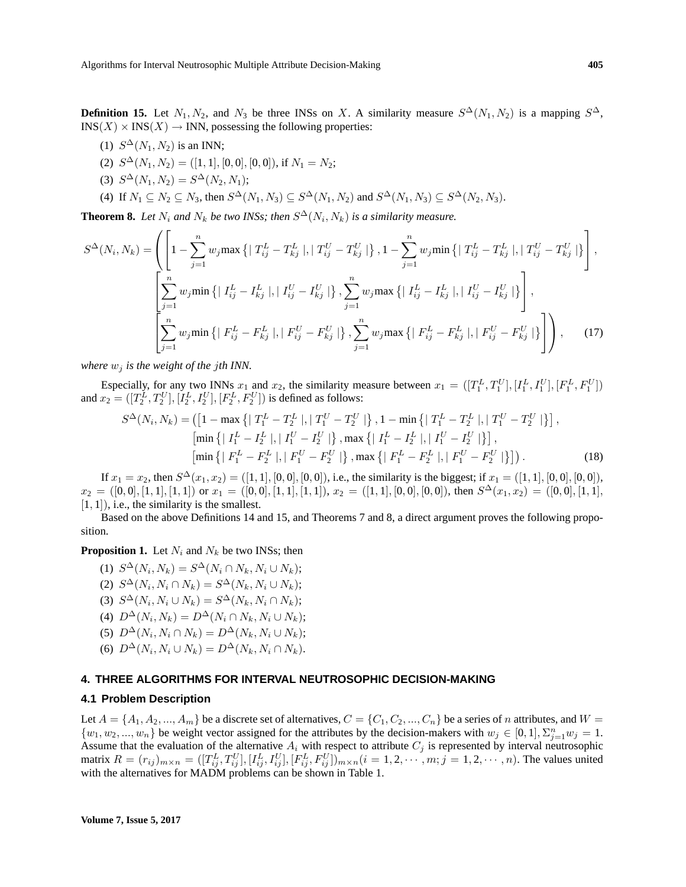**Definition 15.** Let $N_1, N_2$, and $N_3$ be three INSs on $X$. A similarity measure $S^{\Delta}(N_1, N_2)$ is a mapping $S^{\Delta}$, $\text{INS}(X) \times \text{INS}(X) \to \text{INN}$, possessing the following properties:

(1) $S^{\Delta}(N_1, N_2)$ is an INN;

(2) $S^{\Delta}(N_1, N_2) = ([1, 1], [0, 0], [0, 0])$, if $N_1 = N_2$;

(3) $S^{\Delta}(N_1, N_2) = S^{\Delta}(N_2, N_1)$;

(4) If $N_1 \subseteq N_2 \subseteq N_3$, then $S^{\Delta}(N_1, N_3) \subseteq S^{\Delta}(N_1, N_2)$ and $S^{\Delta}(N_1, N_3) \subseteq S^{\Delta}(N_2, N_3)$.

**Theorem 8.** *Let $N_i$ and $N_k$ be two INSs; then $S^{\Delta}(N_i, N_k)$ is a similarity measure.*

$$
\begin{aligned}
S^{\Delta}(N_i, N_k) = \Bigg( &\left[1 - \sum_{j=1}^{n} w_j \max\left\{\mid T_{ij}^L - T_{kj}^L \mid, \mid T_{ij}^U - T_{kj}^U \mid\right\}, 1 - \sum_{j=1}^{n} w_j \min\left\{\mid T_{ij}^L - T_{kj}^L \mid, \mid T_{ij}^U - T_{kj}^U \mid\right\}\right], \\
&\left[\sum_{j=1}^{n} w_j \min\left\{\mid I_{ij}^L - I_{kj}^L \mid, \mid I_{ij}^U - I_{kj}^U \mid\right\}, \sum_{j=1}^{n} w_j \max\left\{\mid I_{ij}^L - I_{kj}^L \mid, \mid I_{ij}^U - I_{kj}^U \mid\right\}\right], \\
&\left[\sum_{j=1}^{n} w_j \min\left\{\mid F_{ij}^L - F_{kj}^L \mid, \mid F_{ij}^U - F_{kj}^U \mid\right\}, \sum_{j=1}^{n} w_j \max\left\{\mid F_{ij}^L - F_{kj}^L \mid, \mid F_{ij}^U - F_{kj}^U \mid\right\}\right]\Bigg), \qquad (17)
\end{aligned}
$$

*where $w_j$ is the weight of the $j$th INN.*

Especially, for any two INNs $x_1$ and $x_2$, the similarity measure between $x_1 = ([T_1^L, T_1^U], [I_1^L, I_1^U], [F_1^L, F_1^U])$ and $x_2 = ([T_2^L, T_2^U], [I_2^L, I_2^U], [F_2^L, F_2^U])$ is defined as follows:

$$
\begin{aligned}
S^{\Delta}(N_i, N_k) = \big( &\left[1 - \max\left\{\mid T_1^L - T_2^L \mid, \mid T_1^U - T_2^U \mid\right\}, 1 - \min\left\{\mid T_1^L - T_2^L \mid, \mid T_1^U - T_2^U \mid\right\}\right], \\
&\left[\min\left\{\mid I_1^L - I_2^L \mid, \mid I_1^U - I_2^U \mid\right\}, \max\left\{\mid I_1^L - I_2^L \mid, \mid I_1^U - I_2^U \mid\right\}\right], \\
&\left[\min\left\{\mid F_1^L - F_2^L \mid, \mid F_1^U - F_2^U \mid\right\}, \max\left\{\mid F_1^L - F_2^L \mid, \mid F_1^U - F_2^U \mid\right\}\right]\big). \qquad (18)
\end{aligned}
$$

If $x_1 = x_2$, then $S^{\Delta}(x_1, x_2) = ([1, 1], [0, 0], [0, 0])$, i.e., the similarity is the biggest; if $x_1 = ([1, 1], [0, 0], [0, 0])$, $x_2 = ([0, 0], [1, 1], [1, 1])$ or $x_1 = ([0, 0], [1, 1], [1, 1])$, $x_2 = ([1, 1], [0, 0], [0, 0])$, then $S^{\Delta}(x_1, x_2) = ([0, 0], [1, 1], [1, 1])$, i.e., the similarity is the smallest.

Based on the above Definitions 14 and 15, and Theorems 7 and 8, a direct argument proves the following proposition.

**Proposition 1.** Let $N_i$ and $N_k$ be two INSs; then

(1) $S^{\Delta}(N_i, N_k) = S^{\Delta}(N_i \cap N_k, N_i \cup N_k)$;

(2) $S^{\Delta}(N_i, N_i \cap N_k) = S^{\Delta}(N_k, N_i \cup N_k)$;

(3) $S^{\Delta}(N_i, N_i \cup N_k) = S^{\Delta}(N_k, N_i \cap N_k)$;

(4) $D^{\Delta}(N_i, N_k) = D^{\Delta}(N_i \cap N_k, N_i \cup N_k)$;

(5) $D^{\Delta}(N_i, N_i \cap N_k) = D^{\Delta}(N_k, N_i \cup N_k)$;

(6) $D^{\Delta}(N_i, N_i \cup N_k) = D^{\Delta}(N_k, N_i \cap N_k)$.

## 4. THREE ALGORITHMS FOR INTERVAL NEUTROSOPHIC DECISION-MAKING

### 4.1 Problem Description

Let $A = \{A_1, A_2, ..., A_m\}$ be a discrete set of alternatives, $C = \{C_1, C_2, ..., C_n\}$ be a series of $n$ attributes, and $W = \{w_1, w_2, ..., w_n\}$ be weight vector assigned for the attributes by the decision-makers with $w_j \in [0, 1], \Sigma_{j=1}^{n} w_j = 1$. Assume that the evaluation of the alternative $A_i$ with respect to attribute $C_j$ is represented by interval neutrosophic matrix $R = (r_{ij})_{m \times n} = ([T_{ij}^L, T_{ij}^U], [I_{ij}^L, I_{ij}^U], [F_{ij}^L, F_{ij}^U])_{m \times n} (i = 1, 2, \cdots, m; j = 1, 2, \cdots, n)$. The values united with the alternatives for MADM problems can be shown in Table 1.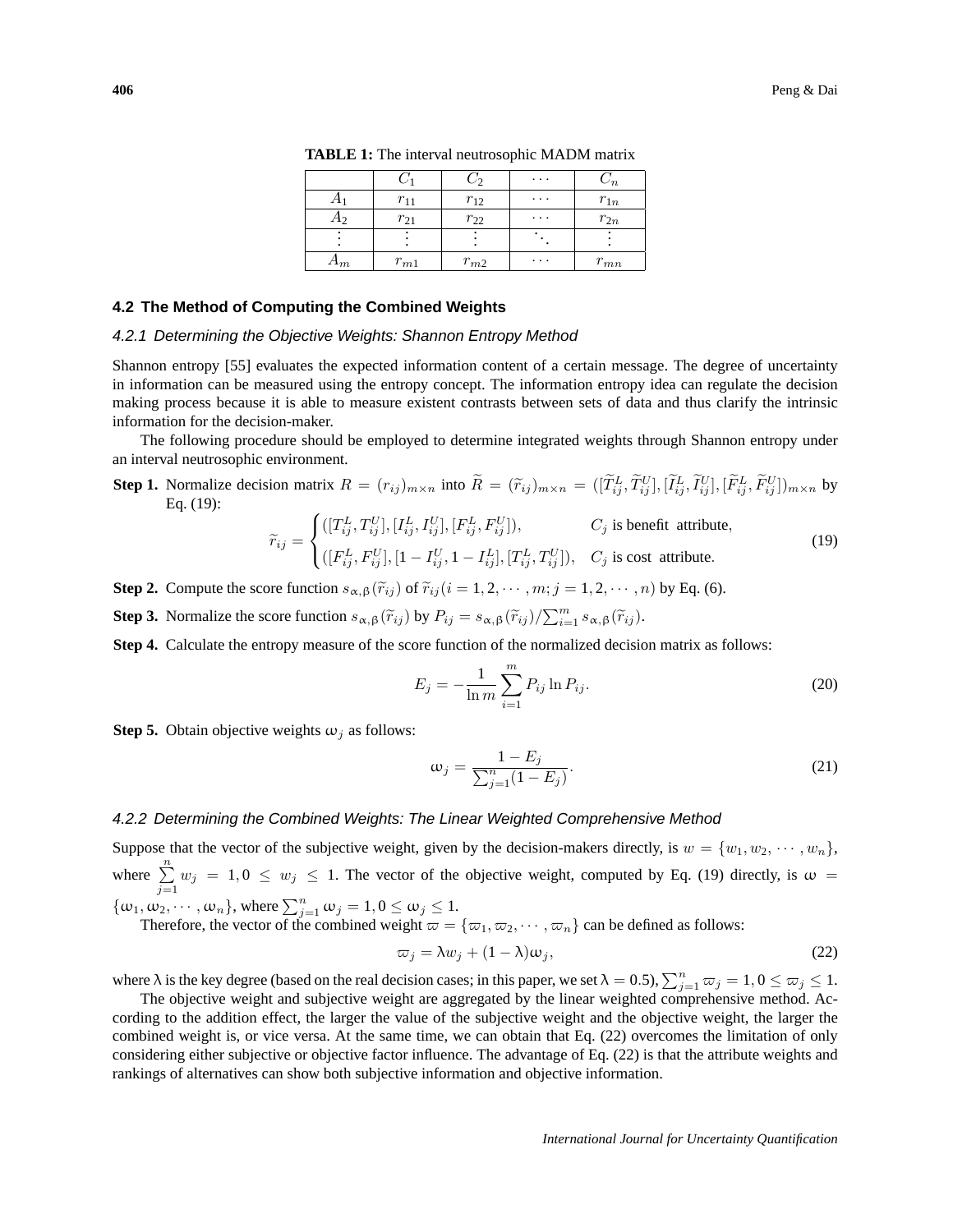**TABLE 1:** The interval neutrosophic MADM matrix

| | $C_1$ | $C_2$ | $\cdots$ | $C_n$ |
|---|---|---|---|---|
| $A_1$ | $r_{11}$ | $r_{12}$ | $\cdots$ | $r_{1n}$ |
| $A_2$ | $r_{21}$ | $r_{22}$ | $\cdots$ | $r_{2n}$ |
| $\vdots$ | $\vdots$ | $\vdots$ | $\ddots$ | $\vdots$ |
| $A_m$ | $r_{m1}$ | $r_{m2}$ | $\cdots$ | $r_{mn}$ |

### 4.2 The Method of Computing the Combined Weights

#### 4.2.1 Determining the Objective Weights: Shannon Entropy Method

Shannon entropy [55] evaluates the expected information content of a certain message. The degree of uncertainty in information can be measured using the entropy concept. The information entropy idea can regulate the decision making process because it is able to measure existent contrasts between sets of data and thus clarify the intrinsic information for the decision-maker.

The following procedure should be employed to determine integrated weights through Shannon entropy under an interval neutrosophic environment.

**Step 1.** Normalize decision matrix $R = (r_{ij})_{m\times n}$ into $\widetilde{R} = (\widetilde{r}_{ij})_{m\times n} = ([\widetilde{T}^L_{ij}, \widetilde{T}^U_{ij}], [\widetilde{I}^L_{ij}, \widetilde{I}^U_{ij}], [\widetilde{F}^L_{ij}, \widetilde{F}^U_{ij}])_{m\times n}$ by Eq. (19):

$$\widetilde{r}_{ij} = \begin{cases} ([T^L_{ij}, T^U_{ij}], [I^L_{ij}, I^U_{ij}], [F^L_{ij}, F^U_{ij}]), & C_j \text{ is benefit attribute}, \\ ([F^L_{ij}, F^U_{ij}], [1 - I^U_{ij}, 1 - I^L_{ij}], [T^L_{ij}, T^U_{ij}]), & C_j \text{ is cost attribute}. \end{cases} \tag{19}$$

**Step 2.** Compute the score function $s_{\alpha,\beta}(\widetilde{r}_{ij})$ of $\widetilde{r}_{ij} (i = 1, 2, \cdots, m; j = 1, 2, \cdots, n)$ by Eq. (6).

**Step 3.** Normalize the score function $s_{\alpha,\beta}(\widetilde{r}_{ij})$ by $P_{ij} = s_{\alpha,\beta}(\widetilde{r}_{ij}) / \sum_{i=1}^{m} s_{\alpha,\beta}(\widetilde{r}_{ij})$.

**Step 4.** Calculate the entropy measure of the score function of the normalized decision matrix as follows:

$$E_j = -\frac{1}{\ln m} \sum_{i=1}^{m} P_{ij} \ln P_{ij}. \tag{20}$$

**Step 5.** Obtain objective weights $\omega_j$ as follows:

$$\omega_j = \frac{1 - E_j}{\sum_{j=1}^{n}(1 - E_j)}. \tag{21}$$

#### 4.2.2 Determining the Combined Weights: The Linear Weighted Comprehensive Method

Suppose that the vector of the subjective weight, given by the decision-makers directly, is $w = \{w_1, w_2, \cdots, w_n\}$, where $\sum_{j=1}^{n} w_j = 1, 0 \leq w_j \leq 1$. The vector of the objective weight, computed by Eq. (19) directly, is $\omega = \{\omega_1, \omega_2, \cdots, \omega_n\}$, where $\sum_{j=1}^{n} \omega_j = 1, 0 \leq \omega_j \leq 1$.

Therefore, the vector of the combined weight $\varpi = \{\varpi_1, \varpi_2, \cdots, \varpi_n\}$ can be defined as follows:

$$\varpi_j = \lambda w_j + (1 - \lambda)\omega_j, \tag{22}$$

where $\lambda$ is the key degree (based on the real decision cases; in this paper, we set $\lambda = 0.5$), $\sum_{j=1}^{n} \varpi_j = 1, 0 \leq \varpi_j \leq 1$.

The objective weight and subjective weight are aggregated by the linear weighted comprehensive method. According to the addition effect, the larger the value of the subjective weight and the objective weight, the larger the combined weight is, or vice versa. At the same time, we can obtain that Eq. (22) overcomes the limitation of only considering either subjective or objective factor influence. The advantage of Eq. (22) is that the attribute weights and rankings of alternatives can show both subjective information and objective information.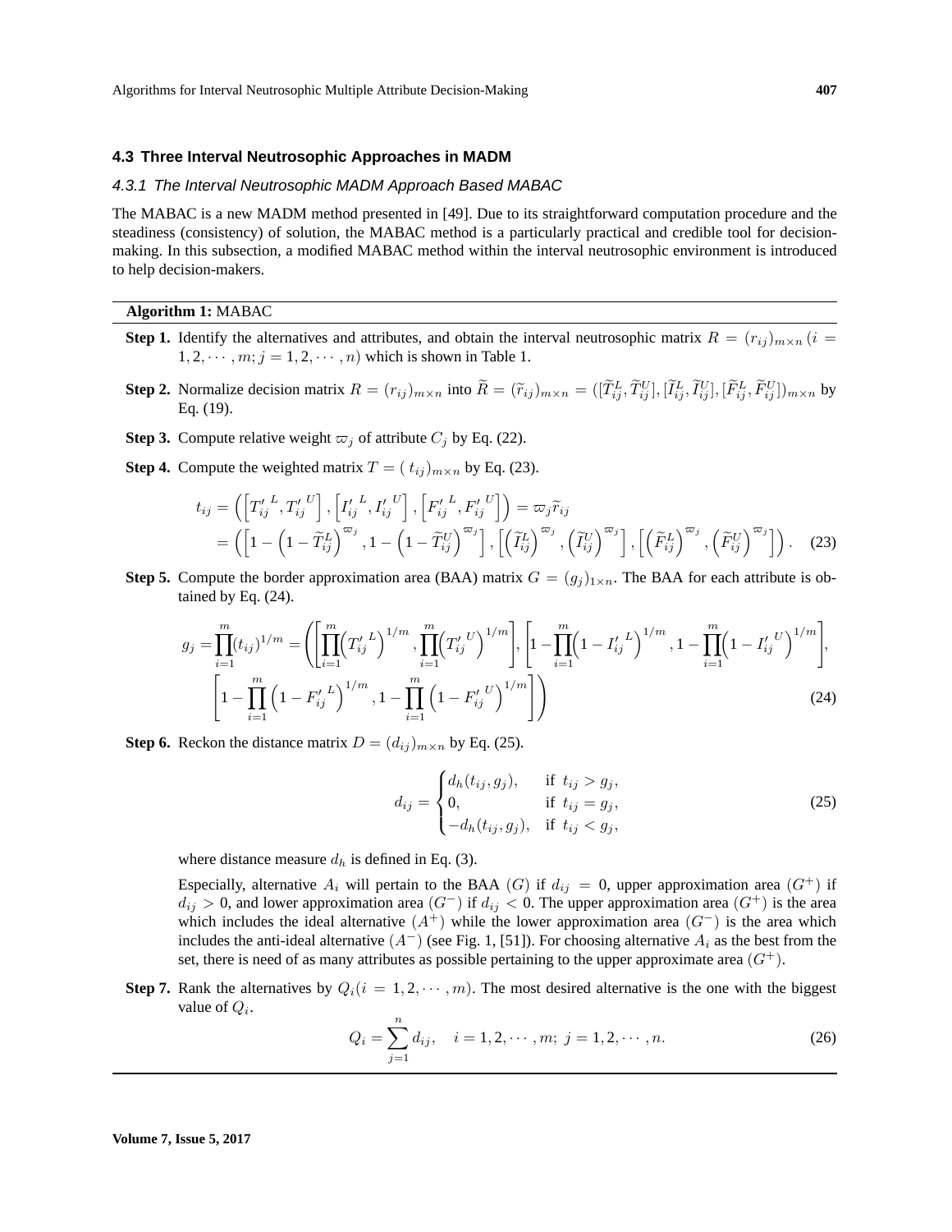### 4.3 Three Interval Neutrosophic Approaches in MADM

#### 4.3.1 The Interval Neutrosophic MADM Approach Based MABAC

The MABAC is a new MADM method presented in [49]. Due to its straightforward computation procedure and the steadiness (consistency) of solution, the MABAC method is a particularly practical and credible tool for decision-making. In this subsection, a modified MABAC method within the interval neutrosophic environment is introduced to help decision-makers.

---

**Algorithm 1:** MABAC

---

**Step 1.** Identify the alternatives and attributes, and obtain the interval neutrosophic matrix $R = (r_{ij})_{m\times n}\,(i = 1, 2, \cdots, m; j = 1, 2, \cdots, n)$ which is shown in Table 1.

**Step 2.** Normalize decision matrix $R = (r_{ij})_{m\times n}$ into $\widetilde{R} = (\widetilde{r}_{ij})_{m\times n} = ([\widetilde{T}^L_{ij}, \widetilde{T}^U_{ij}], [\widetilde{I}^L_{ij}, \widetilde{I}^U_{ij}], [\widetilde{F}^L_{ij}, \widetilde{F}^U_{ij}])_{m\times n}$ by Eq. (19).

**Step 3.** Compute relative weight $\varpi_j$ of attribute $C_j$ by Eq. (22).

**Step 4.** Compute the weighted matrix $T = (\, t_{ij})_{m\times n}$ by Eq. (23).

$$
\begin{aligned}
t_{ij} &= \left(\left[{T'_{ij}}^L, {T'_{ij}}^U\right], \left[{I'_{ij}}^L, {I'_{ij}}^U\right], \left[{F'_{ij}}^L, {F'_{ij}}^U\right]\right) = \varpi_j \widetilde{r}_{ij} \\
&= \left(\left[1 - \left(1 - \widetilde{T}^L_{ij}\right)^{\varpi_j}, 1 - \left(1 - \widetilde{T}^U_{ij}\right)^{\varpi_j}\right], \left[\left(\widetilde{I}^L_{ij}\right)^{\varpi_j}, \left(\widetilde{I}^U_{ij}\right)^{\varpi_j}\right], \left[\left(\widetilde{F}^L_{ij}\right)^{\varpi_j}, \left(\widetilde{F}^U_{ij}\right)^{\varpi_j}\right]\right). \quad (23)
\end{aligned}
$$

**Step 5.** Compute the border approximation area (BAA) matrix $G = (g_j)_{1\times n}$. The BAA for each attribute is obtained by Eq. (24).

$$
\begin{aligned}
g_j = \prod_{i=1}^{m}(t_{ij})^{1/m} = &\left(\left[\prod_{i=1}^{m}\left({T'_{ij}}^L\right)^{1/m}, \prod_{i=1}^{m}\left({T'_{ij}}^U\right)^{1/m}\right], \left[1 - \prod_{i=1}^{m}\left(1 - {I'_{ij}}^L\right)^{1/m}, 1 - \prod_{i=1}^{m}\left(1 - {I'_{ij}}^U\right)^{1/m}\right],\right. \\
&\left.\left[1 - \prod_{i=1}^{m}\left(1 - {F'_{ij}}^L\right)^{1/m}, 1 - \prod_{i=1}^{m}\left(1 - {F'_{ij}}^U\right)^{1/m}\right]\right) \quad (24)
\end{aligned}
$$

**Step 6.** Reckon the distance matrix $D = (d_{ij})_{m\times n}$ by Eq. (25).

$$
d_{ij} = \begin{cases} d_h(t_{ij}, g_j), & \text{if } t_{ij} > g_j, \\ 0, & \text{if } t_{ij} = g_j, \\ -d_h(t_{ij}, g_j), & \text{if } t_{ij} < g_j, \end{cases} \quad (25)
$$

where distance measure $d_h$ is defined in Eq. (3).

Especially, alternative $A_i$ will pertain to the BAA $(G)$ if $d_{ij} = 0$, upper approximation area $(G^+)$ if $d_{ij} > 0$, and lower approximation area $(G^-)$ if $d_{ij} < 0$. The upper approximation area $(G^+)$ is the area which includes the ideal alternative $(A^+)$ while the lower approximation area $(G^-)$ is the area which includes the anti-ideal alternative $(A^-)$ (see Fig. 1, [51]). For choosing alternative $A_i$ as the best from the set, there is need of as many attributes as possible pertaining to the upper approximate area $(G^+)$.

**Step 7.** Rank the alternatives by $Q_i (i = 1, 2, \cdots, m)$. The most desired alternative is the one with the biggest value of $Q_i$.

$$
Q_i = \sum_{j=1}^{n} d_{ij}, \quad i = 1, 2, \cdots, m;\ j = 1, 2, \cdots, n. \quad (26)
$$

---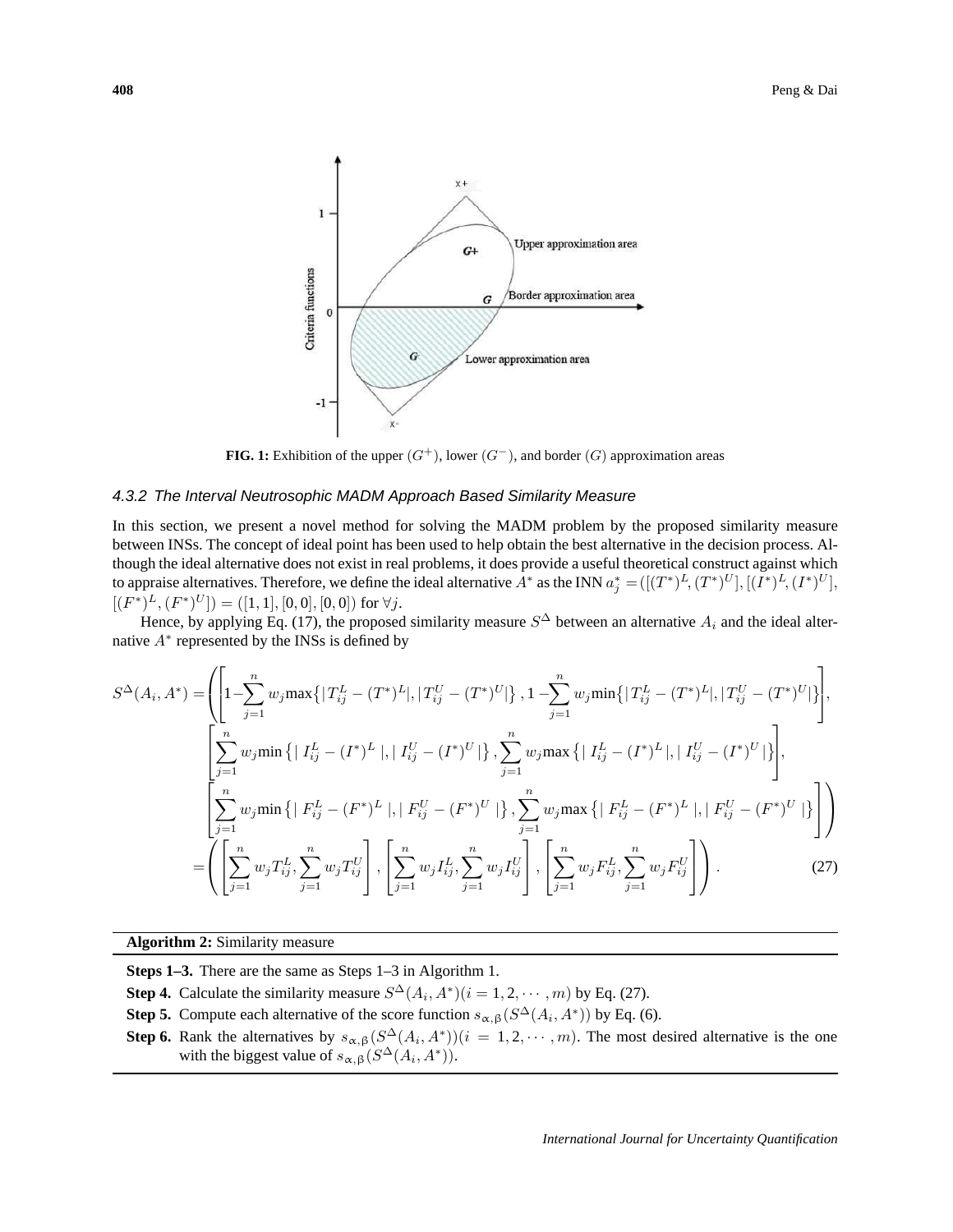**FIG. 1:** Exhibition of the upper $(G^{+})$, lower $(G^{-})$, and border $(G)$ approximation areas

### 4.3.2 The Interval Neutrosophic MADM Approach Based Similarity Measure

In this section, we present a novel method for solving the MADM problem by the proposed similarity measure between INSs. The concept of ideal point has been used to help obtain the best alternative in the decision process. Although the ideal alternative does not exist in real problems, it does provide a useful theoretical construct against which to appraise alternatives. Therefore, we define the ideal alternative $A^*$ as the INN $a_j^* = ([(T^*)^L, (T^*)^U], [(I^*)^L, (I^*)^U], [(F^*)^L, (F^*)^U]) = ([1, 1], [0, 0], [0, 0])$ for $\forall j$.

Hence, by applying Eq. (17), the proposed similarity measure $S^{\Delta}$ between an alternative $A_i$ and the ideal alternative $A^*$ represented by the INSs is defined by

$$
\begin{aligned}
S^{\Delta}(A_i, A^*) = \Bigg( & \left[1 - \sum_{j=1}^{n} w_j \max\{|T_{ij}^L - (T^*)^L|, |T_{ij}^U - (T^*)^U|\}, 1 - \sum_{j=1}^{n} w_j \min\{|T_{ij}^L - (T^*)^L|, |T_{ij}^U - (T^*)^U|\}\right], \\
& \left[\sum_{j=1}^{n} w_j \min\{|I_{ij}^L - (I^*)^L|, |I_{ij}^U - (I^*)^U|\}, \sum_{j=1}^{n} w_j \max\{|I_{ij}^L - (I^*)^L|, |I_{ij}^U - (I^*)^U|\}\right], \\
& \left[\sum_{j=1}^{n} w_j \min\{|F_{ij}^L - (F^*)^L|, |F_{ij}^U - (F^*)^U|\}, \sum_{j=1}^{n} w_j \max\{|F_{ij}^L - (F^*)^L|, |F_{ij}^U - (F^*)^U|\}\right] \Bigg) \\
= \Bigg( & \left[\sum_{j=1}^{n} w_j T_{ij}^L, \sum_{j=1}^{n} w_j T_{ij}^U\right], \left[\sum_{j=1}^{n} w_j I_{ij}^L, \sum_{j=1}^{n} w_j I_{ij}^U\right], \left[\sum_{j=1}^{n} w_j F_{ij}^L, \sum_{j=1}^{n} w_j F_{ij}^U\right] \Bigg). \qquad (27)
\end{aligned}
$$

**Algorithm 2:** Similarity measure

**Steps 1–3.** There are the same as Steps 1–3 in Algorithm 1.

**Step 4.** Calculate the similarity measure $S^{\Delta}(A_i, A^*) (i = 1, 2, \cdots, m)$ by Eq. (27).

**Step 5.** Compute each alternative of the score function $s_{\alpha,\beta}(S^{\Delta}(A_i, A^*))$ by Eq. (6).

**Step 6.** Rank the alternatives by $s_{\alpha,\beta}(S^{\Delta}(A_i, A^*)) (i = 1, 2, \cdots, m)$. The most desired alternative is the one with the biggest value of $s_{\alpha,\beta}(S^{\Delta}(A_i, A^*))$.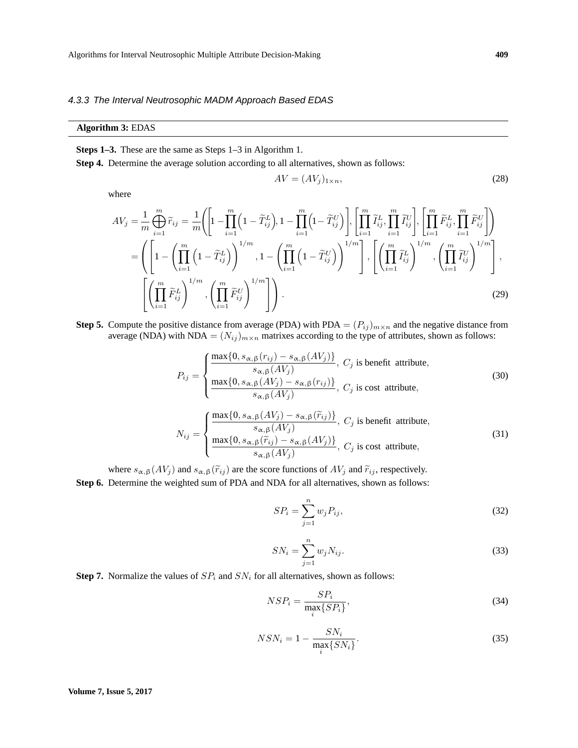### 4.3.3 The Interval Neutrosophic MADM Approach Based EDAS

**Algorithm 3:** EDAS

**Steps 1–3.** These are the same as Steps 1–3 in Algorithm 1.

**Step 4.** Determine the average solution according to all alternatives, shown as follows:

$$AV = (AV_j)_{1\times n}, \tag{28}$$

where

$$\begin{aligned} AV_j &= \frac{1}{m}\bigoplus_{i=1}^{m}\widetilde{r}_{ij} = \frac{1}{m}\left(\left[1-\prod_{i=1}^{m}\left(1-\widetilde{T}_{ij}^{L}\right), 1-\prod_{i=1}^{m}\left(1-\widetilde{T}_{ij}^{U}\right)\right], \left[\prod_{i=1}^{m}\widetilde{I}_{ij}^{L}, \prod_{i=1}^{m}\widetilde{I}_{ij}^{U}\right], \left[\prod_{i=1}^{m}\widetilde{F}_{ij}^{L}, \prod_{i=1}^{m}\widetilde{F}_{ij}^{U}\right]\right) \\ &= \left(\left[1-\left(\prod_{i=1}^{m}\left(1-\widetilde{T}_{ij}^{L}\right)\right)^{1/m}, 1-\left(\prod_{i=1}^{m}\left(1-\widetilde{T}_{ij}^{U}\right)\right)^{1/m}\right], \left[\left(\prod_{i=1}^{m}\widetilde{I}_{ij}^{L}\right)^{1/m}, \left(\prod_{i=1}^{m}\widetilde{I}_{ij}^{U}\right)^{1/m}\right],\right. \\ &\quad \left.\left[\left(\prod_{i=1}^{m}\widetilde{F}_{ij}^{L}\right)^{1/m}, \left(\prod_{i=1}^{m}\widetilde{F}_{ij}^{U}\right)^{1/m}\right]\right). \end{aligned} \tag{29}$$

**Step 5.** Compute the positive distance from average (PDA) with PDA $= (P_{ij})_{m\times n}$ and the negative distance from average (NDA) with NDA $= (N_{ij})_{m\times n}$ matrixes according to the type of attributes, shown as follows:

$$P_{ij} = \begin{cases} \dfrac{\max\{0, s_{\alpha,\beta}(r_{ij}) - s_{\alpha,\beta}(AV_j)\}}{s_{\alpha,\beta}(AV_j)}, & C_j \text{ is benefit attribute}, \\ \dfrac{\max\{0, s_{\alpha,\beta}(AV_j) - s_{\alpha,\beta}(r_{ij})\}}{s_{\alpha,\beta}(AV_j)}, & C_j \text{ is cost attribute}, \end{cases} \tag{30}$$

$$N_{ij} = \begin{cases} \dfrac{\max\{0, s_{\alpha,\beta}(AV_j) - s_{\alpha,\beta}(\widetilde{r}_{ij})\}}{s_{\alpha,\beta}(AV_j)}, & C_j \text{ is benefit attribute}, \\ \dfrac{\max\{0, s_{\alpha,\beta}(\widetilde{r}_{ij}) - s_{\alpha,\beta}(AV_j)\}}{s_{\alpha,\beta}(AV_j)}, & C_j \text{ is cost attribute}, \end{cases} \tag{31}$$

where $s_{\alpha,\beta}(AV_j)$ and $s_{\alpha,\beta}(\widetilde{r}_{ij})$ are the score functions of $AV_j$ and $\widetilde{r}_{ij}$, respectively.

**Step 6.** Determine the weighted sum of PDA and NDA for all alternatives, shown as follows:

$$SP_i = \sum_{j=1}^{n} w_j P_{ij}, \tag{32}$$

$$SN_i = \sum_{j=1}^{n} w_j N_{ij}. \tag{33}$$

**Step 7.** Normalize the values of $SP_i$ and $SN_i$ for all alternatives, shown as follows:

$$NSP_i = \frac{SP_i}{\max_i\{SP_i\}}, \tag{34}$$

$$NSN_i = 1 - \frac{SN_i}{\max_i\{SN_i\}}. \tag{35}$$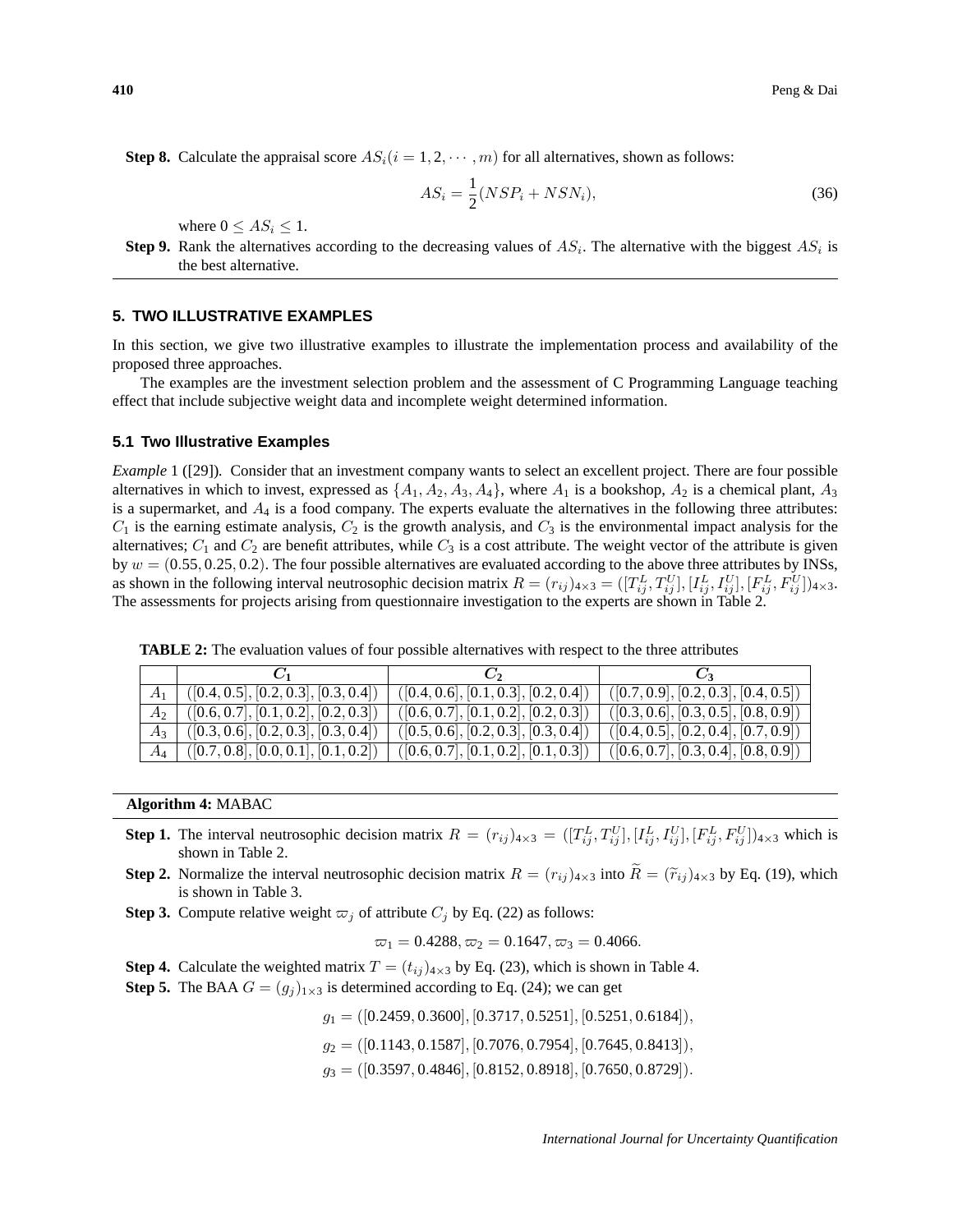**Step 8.** Calculate the appraisal score $AS_i (i = 1, 2, \cdots, m)$ for all alternatives, shown as follows:

$$AS_i = \frac{1}{2}(NSP_i + NSN_i), \tag{36}$$

where $0 \leq AS_i \leq 1$.

**Step 9.** Rank the alternatives according to the decreasing values of $AS_i$. The alternative with the biggest $AS_i$ is the best alternative.

## 5. TWO ILLUSTRATIVE EXAMPLES

In this section, we give two illustrative examples to illustrate the implementation process and availability of the proposed three approaches.

The examples are the investment selection problem and the assessment of C Programming Language teaching effect that include subjective weight data and incomplete weight determined information.

### 5.1 Two Illustrative Examples

*Example* 1 ([29]). Consider that an investment company wants to select an excellent project. There are four possible alternatives in which to invest, expressed as $\{A_1, A_2, A_3, A_4\}$, where $A_1$ is a bookshop, $A_2$ is a chemical plant, $A_3$ is a supermarket, and $A_4$ is a food company. The experts evaluate the alternatives in the following three attributes: $C_1$ is the earning estimate analysis, $C_2$ is the growth analysis, and $C_3$ is the environmental impact analysis for the alternatives; $C_1$ and $C_2$ are benefit attributes, while $C_3$ is a cost attribute. The weight vector of the attribute is given by $w = (0.55, 0.25, 0.2)$. The four possible alternatives are evaluated according to the above three attributes by INSs, as shown in the following interval neutrosophic decision matrix $R = (r_{ij})_{4\times3} = ([T_{ij}^L, T_{ij}^U], [I_{ij}^L, I_{ij}^U], [F_{ij}^L, F_{ij}^U])_{4\times3}$. The assessments for projects arising from questionnaire investigation to the experts are shown in Table 2.

**TABLE 2:** The evaluation values of four possible alternatives with respect to the three attributes

| | $C_1$ | $C_2$ | $C_3$ |
|---|---|---|---|
| $A_1$ | $([0.4, 0.5], [0.2, 0.3], [0.3, 0.4])$ | $([0.4, 0.6], [0.1, 0.3], [0.2, 0.4])$ | $([0.7, 0.9], [0.2, 0.3], [0.4, 0.5])$ |
| $A_2$ | $([0.6, 0.7], [0.1, 0.2], [0.2, 0.3])$ | $([0.6, 0.7], [0.1, 0.2], [0.2, 0.3])$ | $([0.3, 0.6], [0.3, 0.5], [0.8, 0.9])$ |
| $A_3$ | $([0.3, 0.6], [0.2, 0.3], [0.3, 0.4])$ | $([0.5, 0.6], [0.2, 0.3], [0.3, 0.4])$ | $([0.4, 0.5], [0.2, 0.4], [0.7, 0.9])$ |
| $A_4$ | $([0.7, 0.8], [0.0, 0.1], [0.1, 0.2])$ | $([0.6, 0.7], [0.1, 0.2], [0.1, 0.3])$ | $([0.6, 0.7], [0.3, 0.4], [0.8, 0.9])$ |

**Algorithm 4:** MABAC

**Step 1.** The interval neutrosophic decision matrix $R = (r_{ij})_{4\times3} = ([T_{ij}^L, T_{ij}^U], [I_{ij}^L, I_{ij}^U], [F_{ij}^L, F_{ij}^U])_{4\times3}$ which is shown in Table 2.

**Step 2.** Normalize the interval neutrosophic decision matrix $R = (r_{ij})_{4\times3}$ into $\widetilde{R} = (\widetilde{r}_{ij})_{4\times3}$ by Eq. (19), which is shown in Table 3.

**Step 3.** Compute relative weight $\varpi_j$ of attribute $C_j$ by Eq. (22) as follows:

$$\varpi_1 = 0.4288, \varpi_2 = 0.1647, \varpi_3 = 0.4066.$$

**Step 4.** Calculate the weighted matrix $T = (t_{ij})_{4\times3}$ by Eq. (23), which is shown in Table 4.

**Step 5.** The BAA $G = (g_j)_{1\times3}$ is determined according to Eq. (24); we can get

$$g_1 = ([0.2459, 0.3600], [0.3717, 0.5251], [0.5251, 0.6184]),$$

$$g_2 = ([0.1143, 0.1587], [0.7076, 0.7954], [0.7645, 0.8413]),$$

$$g_3 = ([0.3597, 0.4846], [0.8152, 0.8918], [0.7650, 0.8729]).$$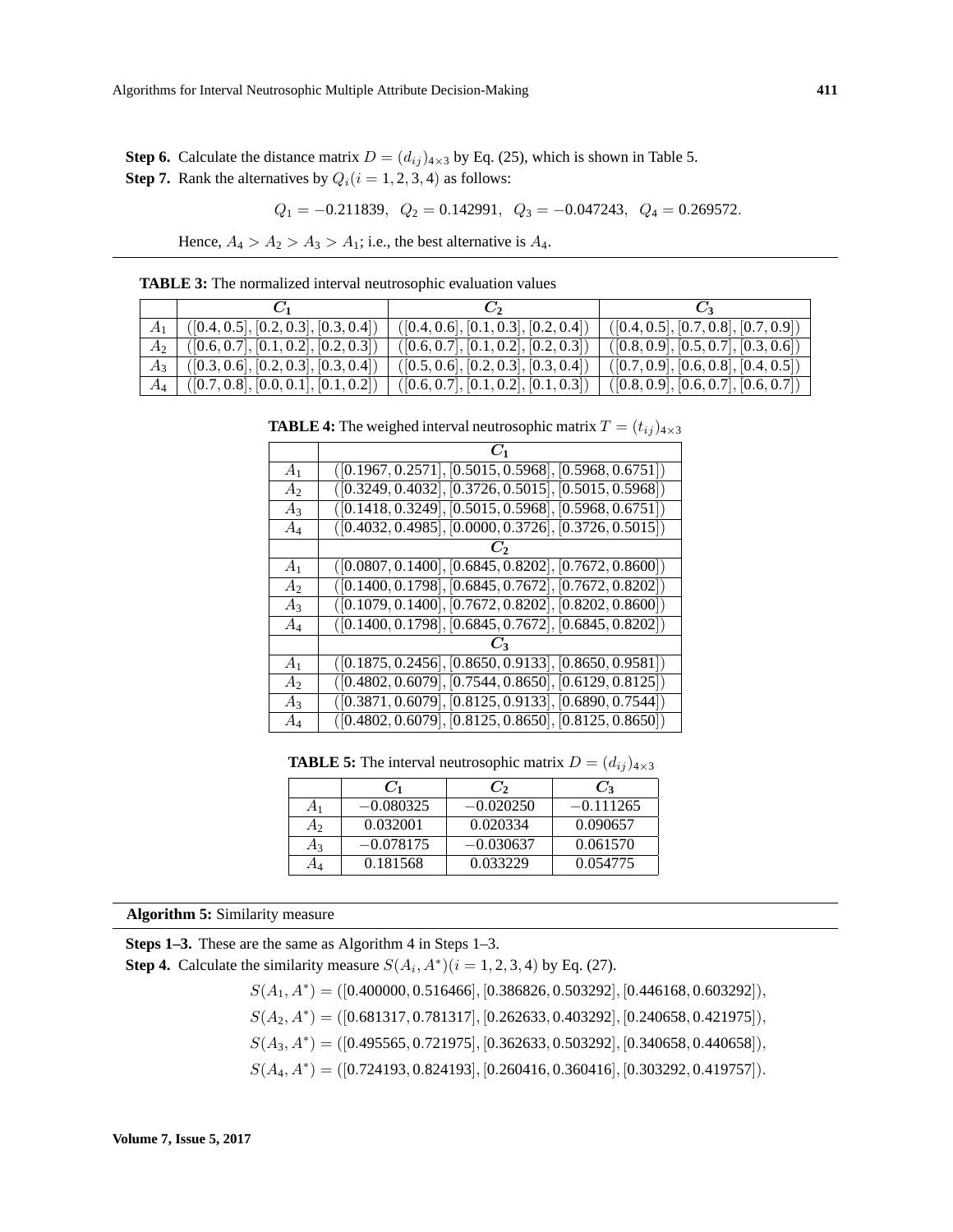**Step 6.** Calculate the distance matrix $D = (d_{ij})_{4\times3}$ by Eq. (25), which is shown in Table 5.

**Step 7.** Rank the alternatives by $Q_i (i = 1, 2, 3, 4)$ as follows:

$$Q_1 = -0.211839, \quad Q_2 = 0.142991, \quad Q_3 = -0.047243, \quad Q_4 = 0.269572.$$

Hence, $A_4 > A_2 > A_3 > A_1$; i.e., the best alternative is $A_4$.

**TABLE 3:** The normalized interval neutrosophic evaluation values

| | $C_1$ | $C_2$ | $C_3$ |
|---|---|---|---|
| $A_1$ | $([0.4, 0.5], [0.2, 0.3], [0.3, 0.4])$ | $([0.4, 0.6], [0.1, 0.3], [0.2, 0.4])$ | $([0.4, 0.5], [0.7, 0.8], [0.7, 0.9])$ |
| $A_2$ | $([0.6, 0.7], [0.1, 0.2], [0.2, 0.3])$ | $([0.6, 0.7], [0.1, 0.2], [0.2, 0.3])$ | $([0.8, 0.9], [0.5, 0.7], [0.3, 0.6])$ |
| $A_3$ | $([0.3, 0.6], [0.2, 0.3], [0.3, 0.4])$ | $([0.5, 0.6], [0.2, 0.3], [0.3, 0.4])$ | $([0.7, 0.9], [0.6, 0.8], [0.4, 0.5])$ |
| $A_4$ | $([0.7, 0.8], [0.0, 0.1], [0.1, 0.2])$ | $([0.6, 0.7], [0.1, 0.2], [0.1, 0.3])$ | $([0.8, 0.9], [0.6, 0.7], [0.6, 0.7])$ |

**TABLE 4:** The weighed interval neutrosophic matrix $T = (t_{ij})_{4\times3}$

| | $C_1$ |
|---|---|
| $A_1$ | $([0.1967, 0.2571], [0.5015, 0.5968], [0.5968, 0.6751])$ |
| $A_2$ | $([0.3249, 0.4032], [0.3726, 0.5015], [0.5015, 0.5968])$ |
| $A_3$ | $([0.1418, 0.3249], [0.5015, 0.5968], [0.5968, 0.6751])$ |
| $A_4$ | $([0.4032, 0.4985], [0.0000, 0.3726], [0.3726, 0.5015])$ |
| | $C_2$ |
| $A_1$ | $([0.0807, 0.1400], [0.6845, 0.8202], [0.7672, 0.8600])$ |
| $A_2$ | $([0.1400, 0.1798], [0.6845, 0.7672], [0.7672, 0.8202])$ |
| $A_3$ | $([0.1079, 0.1400], [0.7672, 0.8202], [0.8202, 0.8600])$ |
| $A_4$ | $([0.1400, 0.1798], [0.6845, 0.7672], [0.6845, 0.8202])$ |
| | $C_3$ |
| $A_1$ | $([0.1875, 0.2456], [0.8650, 0.9133], [0.8650, 0.9581])$ |
| $A_2$ | $([0.4802, 0.6079], [0.7544, 0.8650], [0.6129, 0.8125])$ |
| $A_3$ | $([0.3871, 0.6079], [0.8125, 0.9133], [0.6890, 0.7544])$ |
| $A_4$ | $([0.4802, 0.6079], [0.8125, 0.8650], [0.8125, 0.8650])$ |

**TABLE 5:** The interval neutrosophic matrix $D = (d_{ij})_{4\times3}$

| | $C_1$ | $C_2$ | $C_3$ |
|---|---|---|---|
| $A_1$ | $-0.080325$ | $-0.020250$ | $-0.111265$ |
| $A_2$ | 0.032001 | 0.020334 | 0.090657 |
| $A_3$ | $-0.078175$ | $-0.030637$ | 0.061570 |
| $A_4$ | 0.181568 | 0.033229 | 0.054775 |

**Algorithm 5:** Similarity measure

**Steps 1–3.** These are the same as Algorithm 4 in Steps 1–3.

**Step 4.** Calculate the similarity measure $S(A_i, A^*)(i = 1, 2, 3, 4)$ by Eq. (27).

$$S(A_1, A^*) = ([0.400000, 0.516466], [0.386826, 0.503292], [0.446168, 0.603292]),$$

$$S(A_2, A^*) = ([0.681317, 0.781317], [0.262633, 0.403292], [0.240658, 0.421975]),$$

$$S(A_3, A^*) = ([0.495565, 0.721975], [0.362633, 0.503292], [0.340658, 0.440658]),$$

$$S(A_4, A^*) = ([0.724193, 0.824193], [0.260416, 0.360416], [0.303292, 0.419757]).$$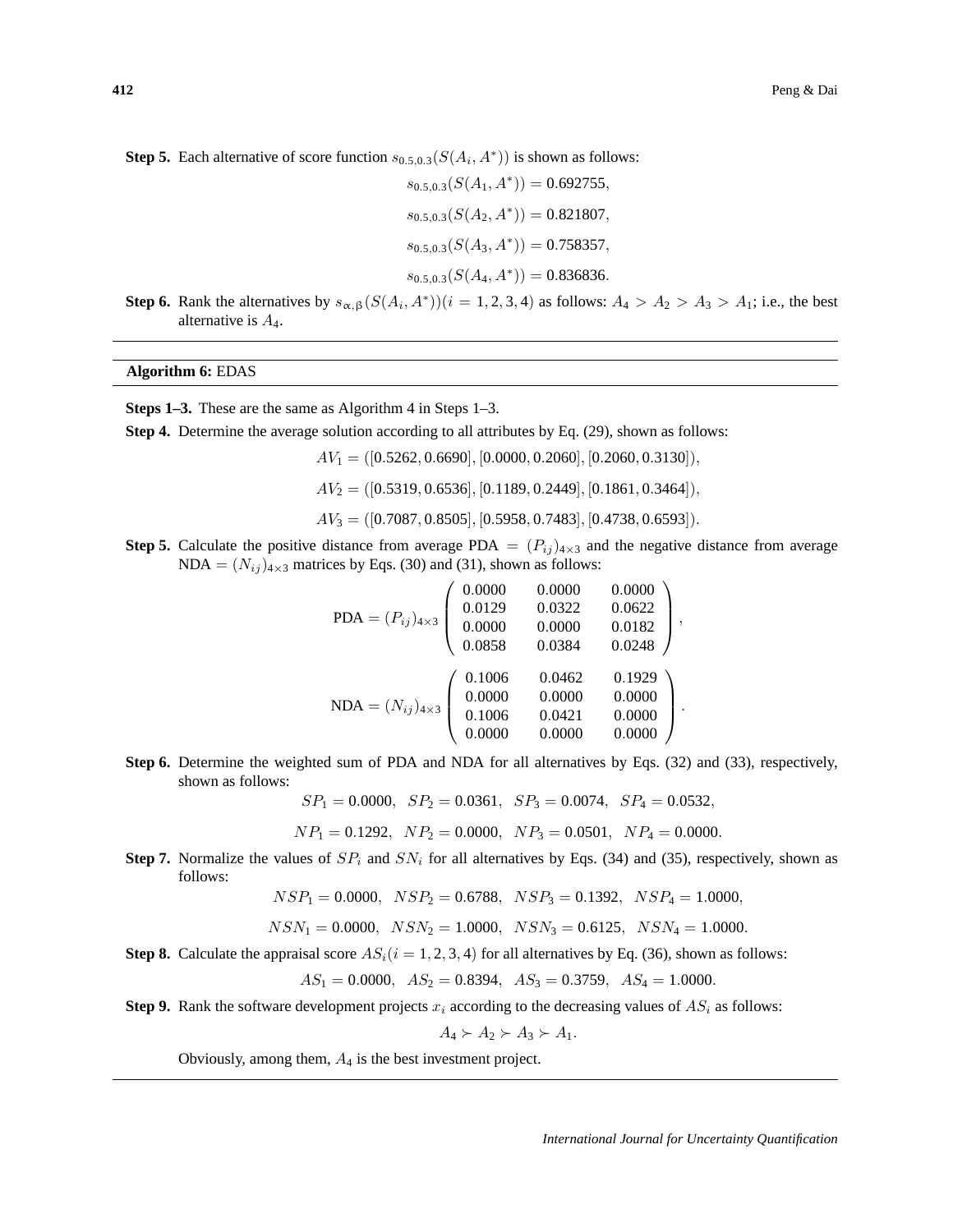**Step 5.** Each alternative of score function $s_{0.5,0.3}(S(A_i, A^*))$ is shown as follows:

$$s_{0.5,0.3}(S(A_1, A^*)) = 0.692755,$$

$$s_{0.5,0.3}(S(A_2, A^*)) = 0.821807,$$

$$s_{0.5,0.3}(S(A_3, A^*)) = 0.758357,$$

$$s_{0.5,0.3}(S(A_4, A^*)) = 0.836836.$$

**Step 6.** Rank the alternatives by $s_{\alpha,\beta}(S(A_i, A^*))(i = 1, 2, 3, 4)$ as follows: $A_4 > A_2 > A_3 > A_1$; i.e., the best alternative is $A_4$.

---

**Algorithm 6:** EDAS

---

**Steps 1–3.** These are the same as Algorithm 4 in Steps 1–3.

**Step 4.** Determine the average solution according to all attributes by Eq. (29), shown as follows:

$$AV_1 = ([0.5262, 0.6690], [0.0000, 0.2060], [0.2060, 0.3130]),$$

$$AV_2 = ([0.5319, 0.6536], [0.1189, 0.2449], [0.1861, 0.3464]),$$

$$AV_3 = ([0.7087, 0.8505], [0.5958, 0.7483], [0.4738, 0.6593]).$$

**Step 5.** Calculate the positive distance from average PDA $= (P_{ij})_{4\times3}$ and the negative distance from average NDA $= (N_{ij})_{4\times3}$ matrices by Eqs. (30) and (31), shown as follows:

$$\text{PDA} = (P_{ij})_{4\times3} \begin{pmatrix} 0.0000 & 0.0000 & 0.0000 \\ 0.0129 & 0.0322 & 0.0622 \\ 0.0000 & 0.0000 & 0.0182 \\ 0.0858 & 0.0384 & 0.0248 \end{pmatrix},$$

$$\text{NDA} = (N_{ij})_{4\times3} \begin{pmatrix} 0.1006 & 0.0462 & 0.1929 \\ 0.0000 & 0.0000 & 0.0000 \\ 0.1006 & 0.0421 & 0.0000 \\ 0.0000 & 0.0000 & 0.0000 \end{pmatrix}.$$

**Step 6.** Determine the weighted sum of PDA and NDA for all alternatives by Eqs. (32) and (33), respectively, shown as follows:

$$SP_1 = 0.0000, \quad SP_2 = 0.0361, \quad SP_3 = 0.0074, \quad SP_4 = 0.0532,$$

$$NP_1 = 0.1292, \quad NP_2 = 0.0000, \quad NP_3 = 0.0501, \quad NP_4 = 0.0000.$$

**Step 7.** Normalize the values of $SP_i$ and $SN_i$ for all alternatives by Eqs. (34) and (35), respectively, shown as follows:

$$NSP_1 = 0.0000, \quad NSP_2 = 0.6788, \quad NSP_3 = 0.1392, \quad NSP_4 = 1.0000,$$

$$NSN_1 = 0.0000, \quad NSN_2 = 1.0000, \quad NSN_3 = 0.6125, \quad NSN_4 = 1.0000.$$

**Step 8.** Calculate the appraisal score $AS_i(i = 1, 2, 3, 4)$ for all alternatives by Eq. (36), shown as follows:

$$AS_1 = 0.0000, \quad AS_2 = 0.8394, \quad AS_3 = 0.3759, \quad AS_4 = 1.0000.$$

**Step 9.** Rank the software development projects $x_i$ according to the decreasing values of $AS_i$ as follows:

$$A_4 \succ A_2 \succ A_3 \succ A_1.$$

Obviously, among them, $A_4$ is the best investment project.

---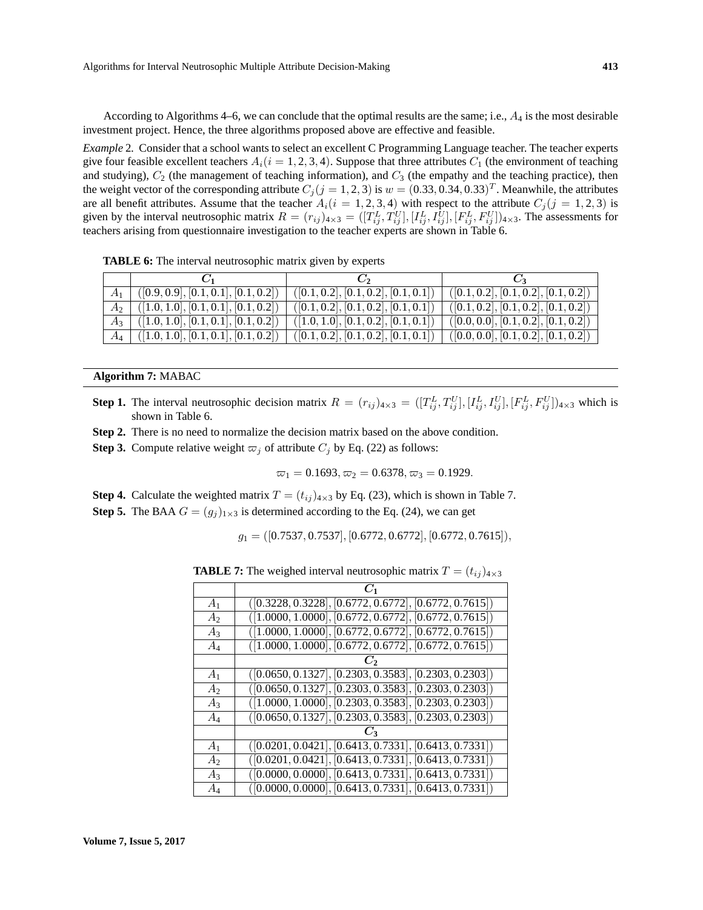According to Algorithms 4–6, we can conclude that the optimal results are the same; i.e., $A_4$ is the most desirable investment project. Hence, the three algorithms proposed above are effective and feasible.

*Example* 2. Consider that a school wants to select an excellent C Programming Language teacher. The teacher experts give four feasible excellent teachers $A_i(i = 1, 2, 3, 4)$. Suppose that three attributes $C_1$ (the environment of teaching and studying), $C_2$ (the management of teaching information), and $C_3$ (the empathy and the teaching practice), then the weight vector of the corresponding attribute $C_j(j = 1, 2, 3)$ is $w = (0.33, 0.34, 0.33)^T$. Meanwhile, the attributes are all benefit attributes. Assume that the teacher $A_i(i = 1, 2, 3, 4)$ with respect to the attribute $C_j(j = 1, 2, 3)$ is given by the interval neutrosophic matrix $R = (r_{ij})_{4\times3} = ([T_{ij}^L, T_{ij}^U], [I_{ij}^L, I_{ij}^U], [F_{ij}^L, F_{ij}^U])_{4\times3}$. The assessments for teachers arising from questionnaire investigation to the teacher experts are shown in Table 6.

**TABLE 6:** The interval neutrosophic matrix given by experts

| | $C_1$ | $C_2$ | $C_3$ |
|---|---|---|---|
| $A_1$ | $([0.9, 0.9], [0.1, 0.1], [0.1, 0.2])$ | $([0.1, 0.2], [0.1, 0.2], [0.1, 0.1])$ | $([0.1, 0.2], [0.1, 0.2], [0.1, 0.2])$ |
| $A_2$ | $([1.0, 1.0], [0.1, 0.1], [0.1, 0.2])$ | $([0.1, 0.2], [0.1, 0.2], [0.1, 0.1])$ | $([0.1, 0.2], [0.1, 0.2], [0.1, 0.2])$ |
| $A_3$ | $([1.0, 1.0], [0.1, 0.1], [0.1, 0.2])$ | $([1.0, 1.0], [0.1, 0.2], [0.1, 0.1])$ | $([0.0, 0.0], [0.1, 0.2], [0.1, 0.2])$ |
| $A_4$ | $([1.0, 1.0], [0.1, 0.1], [0.1, 0.2])$ | $([0.1, 0.2], [0.1, 0.2], [0.1, 0.1])$ | $([0.0, 0.0], [0.1, 0.2], [0.1, 0.2])$ |

**Algorithm 7:** MABAC

- **Step 1.** The interval neutrosophic decision matrix $R = (r_{ij})_{4\times3} = ([T_{ij}^L, T_{ij}^U], [I_{ij}^L, I_{ij}^U], [F_{ij}^L, F_{ij}^U])_{4\times3}$ which is shown in Table 6.
- **Step 2.** There is no need to normalize the decision matrix based on the above condition.
- **Step 3.** Compute relative weight $\varpi_j$ of attribute $C_j$ by Eq. (22) as follows:

$$\varpi_1 = 0.1693, \varpi_2 = 0.6378, \varpi_3 = 0.1929.$$

- **Step 4.** Calculate the weighted matrix $T = (t_{ij})_{4\times3}$ by Eq. (23), which is shown in Table 7.
- **Step 5.** The BAA $G = (g_j)_{1\times3}$ is determined according to the Eq. (24), we can get

$$g_1 = ([0.7537, 0.7537], [0.6772, 0.6772], [0.6772, 0.7615]),$$

**TABLE 7:** The weighed interval neutrosophic matrix $T = (t_{ij})_{4\times3}$

| | $C_1$ |
|---|---|
| $A_1$ | $([0.3228, 0.3228], [0.6772, 0.6772], [0.6772, 0.7615])$ |
| $A_2$ | $([1.0000, 1.0000], [0.6772, 0.6772], [0.6772, 0.7615])$ |
| $A_3$ | $([1.0000, 1.0000], [0.6772, 0.6772], [0.6772, 0.7615])$ |
| $A_4$ | $([1.0000, 1.0000], [0.6772, 0.6772], [0.6772, 0.7615])$ |
| | $C_2$ |
| $A_1$ | $([0.0650, 0.1327], [0.2303, 0.3583], [0.2303, 0.2303])$ |
| $A_2$ | $([0.0650, 0.1327], [0.2303, 0.3583], [0.2303, 0.2303])$ |
| $A_3$ | $([1.0000, 1.0000], [0.2303, 0.3583], [0.2303, 0.2303])$ |
| $A_4$ | $([0.0650, 0.1327], [0.2303, 0.3583], [0.2303, 0.2303])$ |
| | $C_3$ |
| $A_1$ | $([0.0201, 0.0421], [0.6413, 0.7331], [0.6413, 0.7331])$ |
| $A_2$ | $([0.0201, 0.0421], [0.6413, 0.7331], [0.6413, 0.7331])$ |
| $A_3$ | $([0.0000, 0.0000], [0.6413, 0.7331], [0.6413, 0.7331])$ |
| $A_4$ | $([0.0000, 0.0000], [0.6413, 0.7331], [0.6413, 0.7331])$ |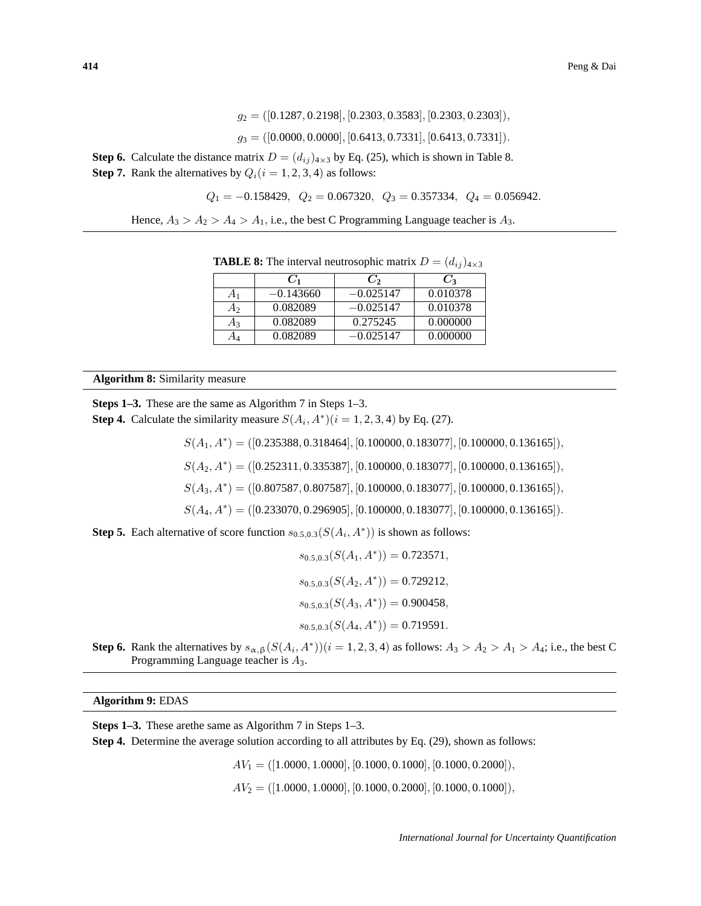$$g_2 = ([0.1287, 0.2198], [0.2303, 0.3583], [0.2303, 0.2303]),$$

$$g_3 = ([0.0000, 0.0000], [0.6413, 0.7331], [0.6413, 0.7331]).$$

**Step 6.** Calculate the distance matrix $D = (d_{ij})_{4\times 3}$ by Eq. (25), which is shown in Table 8.

**Step 7.** Rank the alternatives by $Q_i (i = 1, 2, 3, 4)$ as follows:

$$Q_1 = -0.158429, \quad Q_2 = 0.067320, \quad Q_3 = 0.357334, \quad Q_4 = 0.056942.$$

Hence, $A_3 > A_2 > A_4 > A_1$, i.e., the best C Programming Language teacher is $A_3$.

**TABLE 8:** The interval neutrosophic matrix $D = (d_{ij})_{4\times 3}$

| | $C_1$ | $C_2$ | $C_3$ |
|---|---|---|---|
| $A_1$ | $-0.143660$ | $-0.025147$ | 0.010378 |
| $A_2$ | 0.082089 | $-0.025147$ | 0.010378 |
| $A_3$ | 0.082089 | 0.275245 | 0.000000 |
| $A_4$ | 0.082089 | $-0.025147$ | 0.000000 |

**Algorithm 8:** Similarity measure

**Steps 1–3.** These are the same as Algorithm 7 in Steps 1–3.

**Step 4.** Calculate the similarity measure $S(A_i, A^*) (i = 1, 2, 3, 4)$ by Eq. (27).

$$S(A_1, A^*) = ([0.235388, 0.318464], [0.100000, 0.183077], [0.100000, 0.136165]),$$

$$S(A_2, A^*) = ([0.252311, 0.335387], [0.100000, 0.183077], [0.100000, 0.136165]),$$

$$S(A_3, A^*) = ([0.807587, 0.807587], [0.100000, 0.183077], [0.100000, 0.136165]),$$

$$S(A_4, A^*) = ([0.233070, 0.296905], [0.100000, 0.183077], [0.100000, 0.136165]).$$

**Step 5.** Each alternative of score function $s_{0.5,0.3}(S(A_i, A^*))$ is shown as follows:

$$s_{0.5,0.3}(S(A_1, A^*)) = 0.723571,$$

$$s_{0.5,0.3}(S(A_2, A^*)) = 0.729212,$$

$$s_{0.5,0.3}(S(A_3, A^*)) = 0.900458,$$

$$s_{0.5,0.3}(S(A_4, A^*)) = 0.719591.$$

**Step 6.** Rank the alternatives by $s_{\alpha,\beta}(S(A_i, A^*)) (i = 1, 2, 3, 4)$ as follows: $A_3 > A_2 > A_1 > A_4$; i.e., the best C Programming Language teacher is $A_3$.

**Algorithm 9:** EDAS

**Steps 1–3.** These arethe same as Algorithm 7 in Steps 1–3.

**Step 4.** Determine the average solution according to all attributes by Eq. (29), shown as follows:

$$AV_1 = ([1.0000, 1.0000], [0.1000, 0.1000], [0.1000, 0.2000]),$$

$$AV_2 = ([1.0000, 1.0000], [0.1000, 0.2000], [0.1000, 0.1000]),$$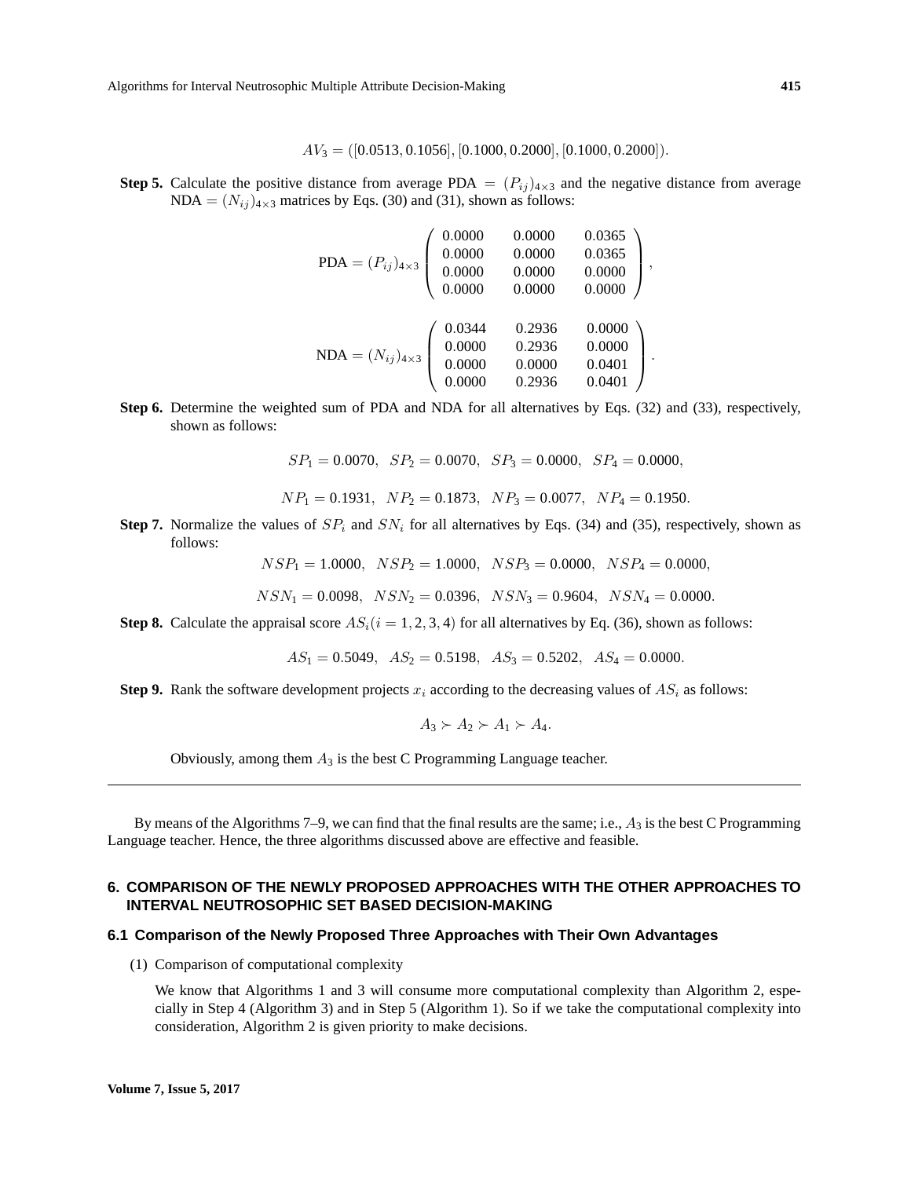$$AV_3 = ([0.0513, 0.1056], [0.1000, 0.2000], [0.1000, 0.2000]).$$

**Step 5.** Calculate the positive distance from average PDA $= (P_{ij})_{4\times 3}$ and the negative distance from average NDA $= (N_{ij})_{4\times 3}$ matrices by Eqs. (30) and (31), shown as follows:

$$\text{PDA} = (P_{ij})_{4\times 3} \begin{pmatrix} 0.0000 & 0.0000 & 0.0365 \\ 0.0000 & 0.0000 & 0.0365 \\ 0.0000 & 0.0000 & 0.0000 \\ 0.0000 & 0.0000 & 0.0000 \end{pmatrix},$$

$$\text{NDA} = (N_{ij})_{4\times 3} \begin{pmatrix} 0.0344 & 0.2936 & 0.0000 \\ 0.0000 & 0.2936 & 0.0000 \\ 0.0000 & 0.0000 & 0.0401 \\ 0.0000 & 0.2936 & 0.0401 \end{pmatrix}.$$

**Step 6.** Determine the weighted sum of PDA and NDA for all alternatives by Eqs. (32) and (33), respectively, shown as follows:

$$SP_1 = 0.0070, \quad SP_2 = 0.0070, \quad SP_3 = 0.0000, \quad SP_4 = 0.0000,$$

$$NP_1 = 0.1931, \quad NP_2 = 0.1873, \quad NP_3 = 0.0077, \quad NP_4 = 0.1950.$$

**Step 7.** Normalize the values of $SP_i$ and $SN_i$ for all alternatives by Eqs. (34) and (35), respectively, shown as follows:

$$NSP_1 = 1.0000, \quad NSP_2 = 1.0000, \quad NSP_3 = 0.0000, \quad NSP_4 = 0.0000,$$

$$NSN_1 = 0.0098, \quad NSN_2 = 0.0396, \quad NSN_3 = 0.9604, \quad NSN_4 = 0.0000.$$

**Step 8.** Calculate the appraisal score $AS_i (i = 1, 2, 3, 4)$ for all alternatives by Eq. (36), shown as follows:

$$AS_1 = 0.5049, \quad AS_2 = 0.5198, \quad AS_3 = 0.5202, \quad AS_4 = 0.0000.$$

**Step 9.** Rank the software development projects $x_i$ according to the decreasing values of $AS_i$ as follows:

$$A_3 \succ A_2 \succ A_1 \succ A_4.$$

Obviously, among them $A_3$ is the best C Programming Language teacher.

---

By means of the Algorithms 7–9, we can find that the final results are the same; i.e., $A_3$ is the best C Programming Language teacher. Hence, the three algorithms discussed above are effective and feasible.

## 6. COMPARISON OF THE NEWLY PROPOSED APPROACHES WITH THE OTHER APPROACHES TO INTERVAL NEUTROSOPHIC SET BASED DECISION-MAKING

### 6.1 Comparison of the Newly Proposed Three Approaches with Their Own Advantages

(1) Comparison of computational complexity

We know that Algorithms 1 and 3 will consume more computational complexity than Algorithm 2, especially in Step 4 (Algorithm 3) and in Step 5 (Algorithm 1). So if we take the computational complexity into consideration, Algorithm 2 is given priority to make decisions.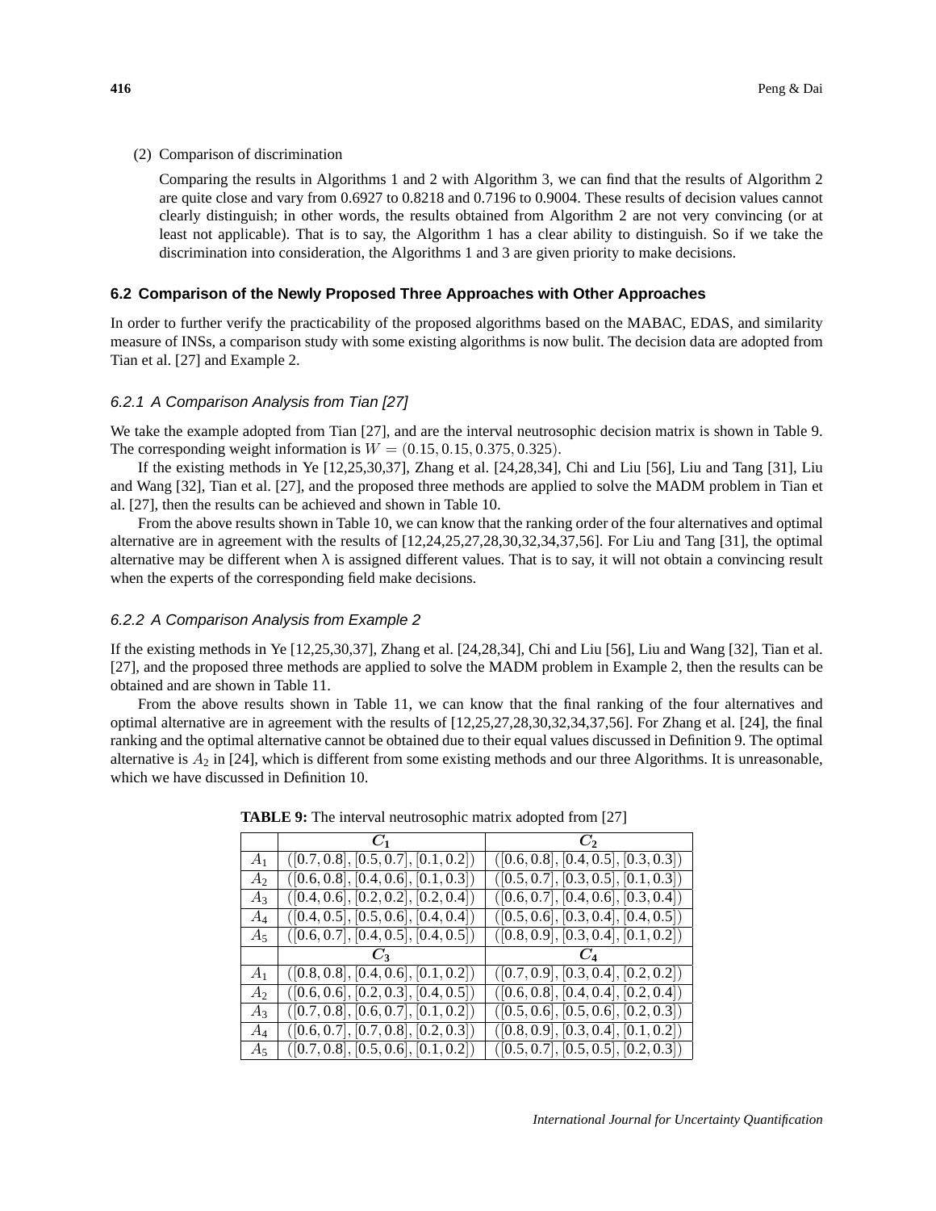(2) Comparison of discrimination

Comparing the results in Algorithms 1 and 2 with Algorithm 3, we can find that the results of Algorithm 2 are quite close and vary from 0.6927 to 0.8218 and 0.7196 to 0.9004. These results of decision values cannot clearly distinguish; in other words, the results obtained from Algorithm 2 are not very convincing (or at least not applicable). That is to say, the Algorithm 1 has a clear ability to distinguish. So if we take the discrimination into consideration, the Algorithms 1 and 3 are given priority to make decisions.

### 6.2 Comparison of the Newly Proposed Three Approaches with Other Approaches

In order to further verify the practicability of the proposed algorithms based on the MABAC, EDAS, and similarity measure of INSs, a comparison study with some existing algorithms is now bulit. The decision data are adopted from Tian et al. [27] and Example 2.

#### *6.2.1 A Comparison Analysis from Tian [27]*

We take the example adopted from Tian [27], and are the interval neutrosophic decision matrix is shown in Table 9. The corresponding weight information is $W = (0.15, 0.15, 0.375, 0.325)$.

If the existing methods in Ye [12,25,30,37], Zhang et al. [24,28,34], Chi and Liu [56], Liu and Tang [31], Liu and Wang [32], Tian et al. [27], and the proposed three methods are applied to solve the MADM problem in Tian et al. [27], then the results can be achieved and shown in Table 10.

From the above results shown in Table 10, we can know that the ranking order of the four alternatives and optimal alternative are in agreement with the results of [12,24,25,27,28,30,32,34,37,56]. For Liu and Tang [31], the optimal alternative may be different when λ is assigned different values. That is to say, it will not obtain a convincing result when the experts of the corresponding field make decisions.

#### *6.2.2 A Comparison Analysis from Example 2*

If the existing methods in Ye [12,25,30,37], Zhang et al. [24,28,34], Chi and Liu [56], Liu and Wang [32], Tian et al. [27], and the proposed three methods are applied to solve the MADM problem in Example 2, then the results can be obtained and are shown in Table 11.

From the above results shown in Table 11, we can know that the final ranking of the four alternatives and optimal alternative are in agreement with the results of [12,25,27,28,30,32,34,37,56]. For Zhang et al. [24], the final ranking and the optimal alternative cannot be obtained due to their equal values discussed in Definition 9. The optimal alternative is $A_2$ in [24], which is different from some existing methods and our three Algorithms. It is unreasonable, which we have discussed in Definition 10.

**TABLE 9:** The interval neutrosophic matrix adopted from [27]

| | $C_1$ | $C_2$ |
|---|---|---|
| $A_1$ | $([0.7, 0.8], [0.5, 0.7], [0.1, 0.2])$ | $([0.6, 0.8], [0.4, 0.5], [0.3, 0.3])$ |
| $A_2$ | $([0.6, 0.8], [0.4, 0.6], [0.1, 0.3])$ | $([0.5, 0.7], [0.3, 0.5], [0.1, 0.3])$ |
| $A_3$ | $([0.4, 0.6], [0.2, 0.2], [0.2, 0.4])$ | $([0.6, 0.7], [0.4, 0.6], [0.3, 0.4])$ |
| $A_4$ | $([0.4, 0.5], [0.5, 0.6], [0.4, 0.4])$ | $([0.5, 0.6], [0.3, 0.4], [0.4, 0.5])$ |
| $A_5$ | $([0.6, 0.7], [0.4, 0.5], [0.4, 0.5])$ | $([0.8, 0.9], [0.3, 0.4], [0.1, 0.2])$ |
| | $C_3$ | $C_4$ |
| $A_1$ | $([0.8, 0.8], [0.4, 0.6], [0.1, 0.2])$ | $([0.7, 0.9], [0.3, 0.4], [0.2, 0.2])$ |
| $A_2$ | $([0.6, 0.6], [0.2, 0.3], [0.4, 0.5])$ | $([0.6, 0.8], [0.4, 0.4], [0.2, 0.4])$ |
| $A_3$ | $([0.7, 0.8], [0.6, 0.7], [0.1, 0.2])$ | $([0.5, 0.6], [0.5, 0.6], [0.2, 0.3])$ |
| $A_4$ | $([0.6, 0.7], [0.7, 0.8], [0.2, 0.3])$ | $([0.8, 0.9], [0.3, 0.4], [0.1, 0.2])$ |
| $A_5$ | $([0.7, 0.8], [0.5, 0.6], [0.1, 0.2])$ | $([0.5, 0.7], [0.5, 0.5], [0.2, 0.3])$ |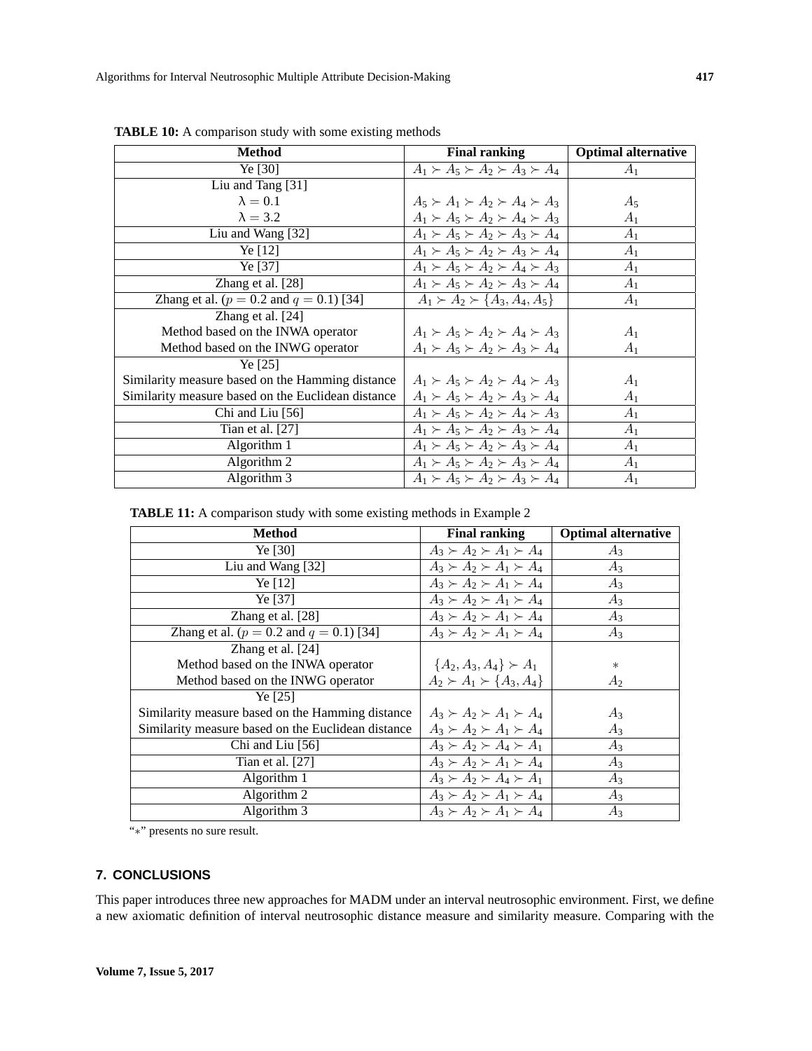**TABLE 10:** A comparison study with some existing methods

| Method | Final ranking | Optimal alternative |
|---|---|---|
| Ye [30] | $A_1 \succ A_5 \succ A_2 \succ A_3 \succ A_4$ | $A_1$ |
| Liu and Tang [31] | | |
| $\lambda = 0.1$ | $A_5 \succ A_1 \succ A_2 \succ A_4 \succ A_3$ | $A_5$ |
| $\lambda = 3.2$ | $A_1 \succ A_5 \succ A_2 \succ A_4 \succ A_3$ | $A_1$ |
| Liu and Wang [32] | $A_1 \succ A_5 \succ A_2 \succ A_3 \succ A_4$ | $A_1$ |
| Ye [12] | $A_1 \succ A_5 \succ A_2 \succ A_3 \succ A_4$ | $A_1$ |
| Ye [37] | $A_1 \succ A_5 \succ A_2 \succ A_4 \succ A_3$ | $A_1$ |
| Zhang et al. [28] | $A_1 \succ A_5 \succ A_2 \succ A_3 \succ A_4$ | $A_1$ |
| Zhang et al. ($p = 0.2$ and $q = 0.1$) [34] | $A_1 \succ A_2 \succ \{A_3, A_4, A_5\}$ | $A_1$ |
| Zhang et al. [24] | | |
| Method based on the INWA operator | $A_1 \succ A_5 \succ A_2 \succ A_4 \succ A_3$ | $A_1$ |
| Method based on the INWG operator | $A_1 \succ A_5 \succ A_2 \succ A_3 \succ A_4$ | $A_1$ |
| Ye [25] | | |
| Similarity measure based on the Hamming distance | $A_1 \succ A_5 \succ A_2 \succ A_4 \succ A_3$ | $A_1$ |
| Similarity measure based on the Euclidean distance | $A_1 \succ A_5 \succ A_2 \succ A_3 \succ A_4$ | $A_1$ |
| Chi and Liu [56] | $A_1 \succ A_5 \succ A_2 \succ A_4 \succ A_3$ | $A_1$ |
| Tian et al. [27] | $A_1 \succ A_5 \succ A_2 \succ A_3 \succ A_4$ | $A_1$ |
| Algorithm 1 | $A_1 \succ A_5 \succ A_2 \succ A_3 \succ A_4$ | $A_1$ |
| Algorithm 2 | $A_1 \succ A_5 \succ A_2 \succ A_3 \succ A_4$ | $A_1$ |
| Algorithm 3 | $A_1 \succ A_5 \succ A_2 \succ A_3 \succ A_4$ | $A_1$ |

**TABLE 11:** A comparison study with some existing methods in Example 2

| Method | Final ranking | Optimal alternative |
|---|---|---|
| Ye [30] | $A_3 \succ A_2 \succ A_1 \succ A_4$ | $A_3$ |
| Liu and Wang [32] | $A_3 \succ A_2 \succ A_1 \succ A_4$ | $A_3$ |
| Ye [12] | $A_3 \succ A_2 \succ A_1 \succ A_4$ | $A_3$ |
| Ye [37] | $A_3 \succ A_2 \succ A_1 \succ A_4$ | $A_3$ |
| Zhang et al. [28] | $A_3 \succ A_2 \succ A_1 \succ A_4$ | $A_3$ |
| Zhang et al. ($p = 0.2$ and $q = 0.1$) [34] | $A_3 \succ A_2 \succ A_1 \succ A_4$ | $A_3$ |
| Zhang et al. [24] | | |
| Method based on the INWA operator | $\{A_2, A_3, A_4\} \succ A_1$ | $*$ |
| Method based on the INWG operator | $A_2 \succ A_1 \succ \{A_3, A_4\}$ | $A_2$ |
| Ye [25] | | |
| Similarity measure based on the Hamming distance | $A_3 \succ A_2 \succ A_1 \succ A_4$ | $A_3$ |
| Similarity measure based on the Euclidean distance | $A_3 \succ A_2 \succ A_1 \succ A_4$ | $A_3$ |
| Chi and Liu [56] | $A_3 \succ A_2 \succ A_4 \succ A_1$ | $A_3$ |
| Tian et al. [27] | $A_3 \succ A_2 \succ A_1 \succ A_4$ | $A_3$ |
| Algorithm 1 | $A_3 \succ A_2 \succ A_4 \succ A_1$ | $A_3$ |
| Algorithm 2 | $A_3 \succ A_2 \succ A_1 \succ A_4$ | $A_3$ |
| Algorithm 3 | $A_3 \succ A_2 \succ A_1 \succ A_4$ | $A_3$ |

"$*$" presents no sure result.

## 7. CONCLUSIONS

This paper introduces three new approaches for MADM under an interval neutrosophic environment. First, we define a new axiomatic definition of interval neutrosophic distance measure and similarity measure. Comparing with the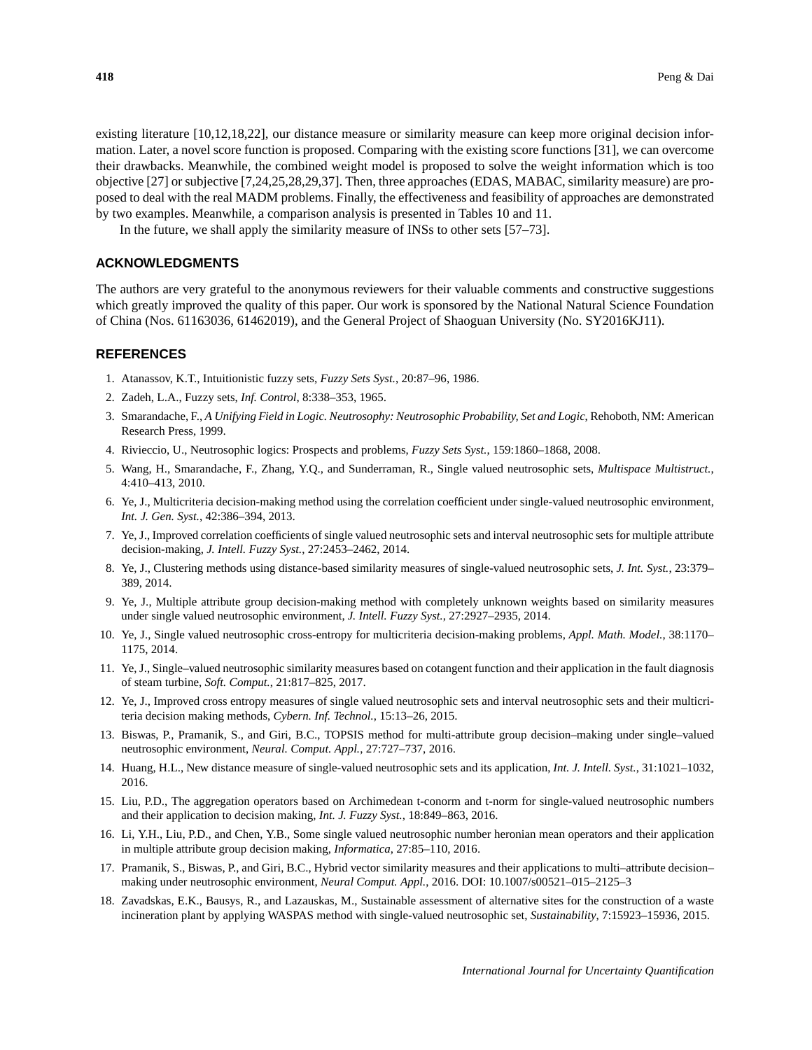existing literature [10,12,18,22], our distance measure or similarity measure can keep more original decision information. Later, a novel score function is proposed. Comparing with the existing score functions [31], we can overcome their drawbacks. Meanwhile, the combined weight model is proposed to solve the weight information which is too objective [27] or subjective [7,24,25,28,29,37]. Then, three approaches (EDAS, MABAC, similarity measure) are proposed to deal with the real MADM problems. Finally, the effectiveness and feasibility of approaches are demonstrated by two examples. Meanwhile, a comparison analysis is presented in Tables 10 and 11.

In the future, we shall apply the similarity measure of INSs to other sets [57–73].

## ACKNOWLEDGMENTS

The authors are very grateful to the anonymous reviewers for their valuable comments and constructive suggestions which greatly improved the quality of this paper. Our work is sponsored by the National Natural Science Foundation of China (Nos. 61163036, 61462019), and the General Project of Shaoguan University (No. SY2016KJ11).

## REFERENCES

1. Atanassov, K.T., Intuitionistic fuzzy sets, *Fuzzy Sets Syst.*, 20:87–96, 1986.
2. Zadeh, L.A., Fuzzy sets, *Inf. Control*, 8:338–353, 1965.
3. Smarandache, F., *A Unifying Field in Logic. Neutrosophy: Neutrosophic Probability, Set and Logic*, Rehoboth, NM: American Research Press, 1999.
4. Rivieccio, U., Neutrosophic logics: Prospects and problems, *Fuzzy Sets Syst.*, 159:1860–1868, 2008.
5. Wang, H., Smarandache, F., Zhang, Y.Q., and Sunderraman, R., Single valued neutrosophic sets, *Multispace Multistruct.*, 4:410–413, 2010.
6. Ye, J., Multicriteria decision-making method using the correlation coefficient under single-valued neutrosophic environment, *Int. J. Gen. Syst.*, 42:386–394, 2013.
7. Ye, J., Improved correlation coefficients of single valued neutrosophic sets and interval neutrosophic sets for multiple attribute decision-making, *J. Intell. Fuzzy Syst.*, 27:2453–2462, 2014.
8. Ye, J., Clustering methods using distance-based similarity measures of single-valued neutrosophic sets, *J. Int. Syst.*, 23:379–389, 2014.
9. Ye, J., Multiple attribute group decision-making method with completely unknown weights based on similarity measures under single valued neutrosophic environment, *J. Intell. Fuzzy Syst.*, 27:2927–2935, 2014.
10. Ye, J., Single valued neutrosophic cross-entropy for multicriteria decision-making problems, *Appl. Math. Model.*, 38:1170–1175, 2014.
11. Ye, J., Single–valued neutrosophic similarity measures based on cotangent function and their application in the fault diagnosis of steam turbine, *Soft. Comput.*, 21:817–825, 2017.
12. Ye, J., Improved cross entropy measures of single valued neutrosophic sets and interval neutrosophic sets and their multicriteria decision making methods, *Cybern. Inf. Technol.*, 15:13–26, 2015.
13. Biswas, P., Pramanik, S., and Giri, B.C., TOPSIS method for multi-attribute group decision–making under single–valued neutrosophic environment, *Neural. Comput. Appl.*, 27:727–737, 2016.
14. Huang, H.L., New distance measure of single-valued neutrosophic sets and its application, *Int. J. Intell. Syst.*, 31:1021–1032, 2016.
15. Liu, P.D., The aggregation operators based on Archimedean t-conorm and t-norm for single-valued neutrosophic numbers and their application to decision making, *Int. J. Fuzzy Syst.*, 18:849–863, 2016.
16. Li, Y.H., Liu, P.D., and Chen, Y.B., Some single valued neutrosophic number heronian mean operators and their application in multiple attribute group decision making, *Informatica*, 27:85–110, 2016.
17. Pramanik, S., Biswas, P., and Giri, B.C., Hybrid vector similarity measures and their applications to multi–attribute decision–making under neutrosophic environment, *Neural Comput. Appl.*, 2016. DOI: 10.1007/s00521–015–2125–3
18. Zavadskas, E.K., Bausys, R., and Lazauskas, M., Sustainable assessment of alternative sites for the construction of a waste incineration plant by applying WASPAS method with single-valued neutrosophic set, *Sustainability*, 7:15923–15936, 2015.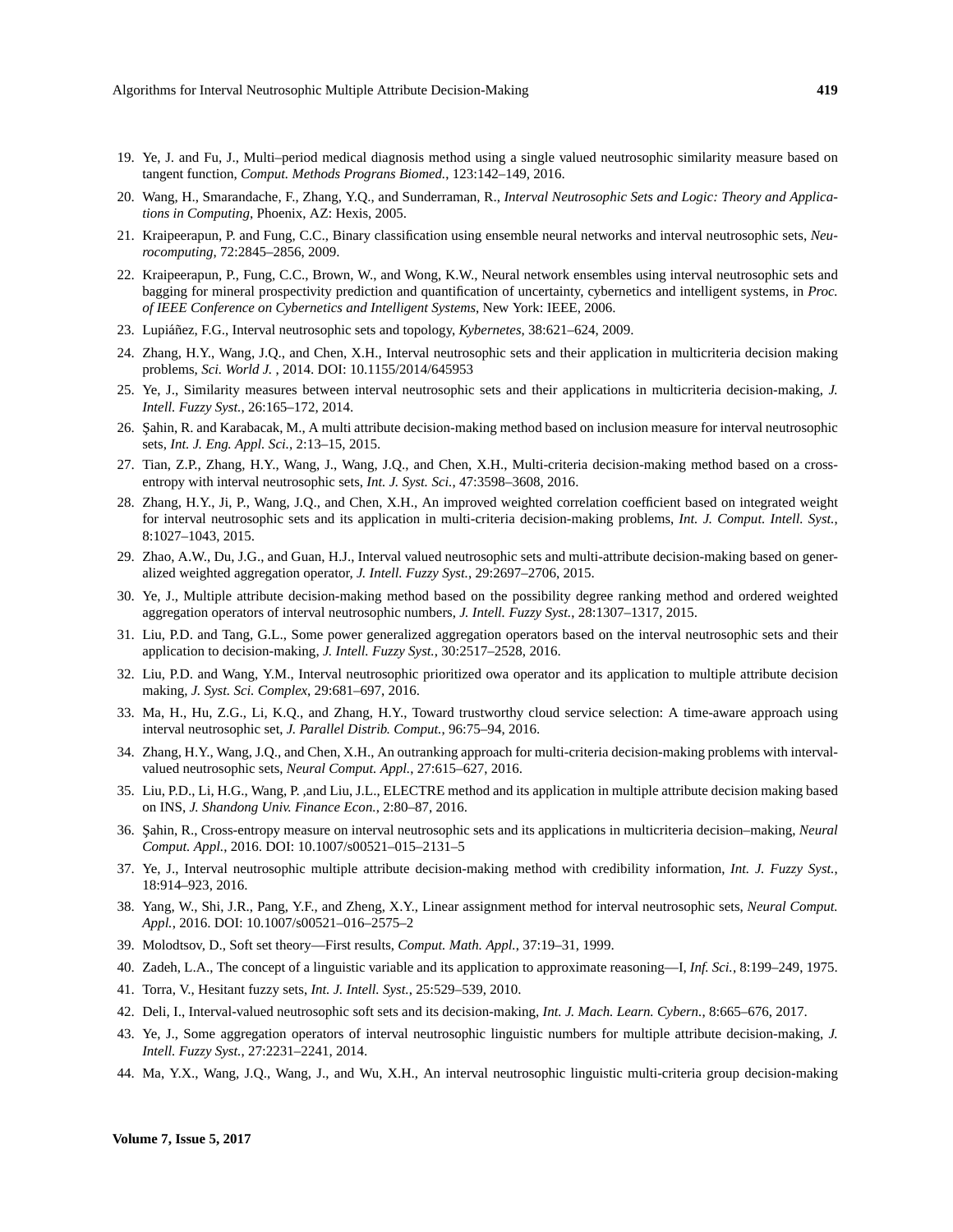19. Ye, J. and Fu, J., Multi–period medical diagnosis method using a single valued neutrosophic similarity measure based on tangent function, *Comput. Methods Programs Biomed.*, 123:142–149, 2016.
20. Wang, H., Smarandache, F., Zhang, Y.Q., and Sunderraman, R., *Interval Neutrosophic Sets and Logic: Theory and Applications in Computing*, Phoenix, AZ: Hexis, 2005.
21. Kraipeerapun, P. and Fung, C.C., Binary classification using ensemble neural networks and interval neutrosophic sets, *Neurocomputing*, 72:2845–2856, 2009.
22. Kraipeerapun, P., Fung, C.C., Brown, W., and Wong, K.W., Neural network ensembles using interval neutrosophic sets and bagging for mineral prospectivity prediction and quantification of uncertainty, cybernetics and intelligent systems, in *Proc. of IEEE Conference on Cybernetics and Intelligent Systems*, New York: IEEE, 2006.
23. Lupiáñez, F.G., Interval neutrosophic sets and topology, *Kybernetes*, 38:621–624, 2009.
24. Zhang, H.Y., Wang, J.Q., and Chen, X.H., Interval neutrosophic sets and their application in multicriteria decision making problems, *Sci. World J.* , 2014. DOI: 10.1155/2014/645953
25. Ye, J., Similarity measures between interval neutrosophic sets and their applications in multicriteria decision-making, *J. Intell. Fuzzy Syst.*, 26:165–172, 2014.
26. Şahin, R. and Karabacak, M., A multi attribute decision-making method based on inclusion measure for interval neutrosophic sets, *Int. J. Eng. Appl. Sci.*, 2:13–15, 2015.
27. Tian, Z.P., Zhang, H.Y., Wang, J., Wang, J.Q., and Chen, X.H., Multi-criteria decision-making method based on a cross-entropy with interval neutrosophic sets, *Int. J. Syst. Sci.*, 47:3598–3608, 2016.
28. Zhang, H.Y., Ji, P., Wang, J.Q., and Chen, X.H., An improved weighted correlation coefficient based on integrated weight for interval neutrosophic sets and its application in multi-criteria decision-making problems, *Int. J. Comput. Intell. Syst.*, 8:1027–1043, 2015.
29. Zhao, A.W., Du, J.G., and Guan, H.J., Interval valued neutrosophic sets and multi-attribute decision-making based on generalized weighted aggregation operator, *J. Intell. Fuzzy Syst.*, 29:2697–2706, 2015.
30. Ye, J., Multiple attribute decision-making method based on the possibility degree ranking method and ordered weighted aggregation operators of interval neutrosophic numbers, *J. Intell. Fuzzy Syst.*, 28:1307–1317, 2015.
31. Liu, P.D. and Tang, G.L., Some power generalized aggregation operators based on the interval neutrosophic sets and their application to decision-making, *J. Intell. Fuzzy Syst.*, 30:2517–2528, 2016.
32. Liu, P.D. and Wang, Y.M., Interval neutrosophic prioritized owa operator and its application to multiple attribute decision making, *J. Syst. Sci. Complex*, 29:681–697, 2016.
33. Ma, H., Hu, Z.G., Li, K.Q., and Zhang, H.Y., Toward trustworthy cloud service selection: A time-aware approach using interval neutrosophic set, *J. Parallel Distrib. Comput.*, 96:75–94, 2016.
34. Zhang, H.Y., Wang, J.Q., and Chen, X.H., An outranking approach for multi-criteria decision-making problems with interval-valued neutrosophic sets, *Neural Comput. Appl.*, 27:615–627, 2016.
35. Liu, P.D., Li, H.G., Wang, P. ,and Liu, J.L., ELECTRE method and its application in multiple attribute decision making based on INS, *J. Shandong Univ. Finance Econ.*, 2:80–87, 2016.
36. Şahin, R., Cross-entropy measure on interval neutrosophic sets and its applications in multicriteria decision–making, *Neural Comput. Appl.*, 2016. DOI: 10.1007/s00521–015–2131–5
37. Ye, J., Interval neutrosophic multiple attribute decision-making method with credibility information, *Int. J. Fuzzy Syst.*, 18:914–923, 2016.
38. Yang, W., Shi, J.R., Pang, Y.F., and Zheng, X.Y., Linear assignment method for interval neutrosophic sets, *Neural Comput. Appl.*, 2016. DOI: 10.1007/s00521–016–2575–2
39. Molodtsov, D., Soft set theory—First results, *Comput. Math. Appl.*, 37:19–31, 1999.
40. Zadeh, L.A., The concept of a linguistic variable and its application to approximate reasoning—I, *Inf. Sci.*, 8:199–249, 1975.
41. Torra, V., Hesitant fuzzy sets, *Int. J. Intell. Syst.*, 25:529–539, 2010.
42. Deli, I., Interval-valued neutrosophic soft sets and its decision-making, *Int. J. Mach. Learn. Cybern.*, 8:665–676, 2017.
43. Ye, J., Some aggregation operators of interval neutrosophic linguistic numbers for multiple attribute decision-making, *J. Intell. Fuzzy Syst.*, 27:2231–2241, 2014.
44. Ma, Y.X., Wang, J.Q., Wang, J., and Wu, X.H., An interval neutrosophic linguistic multi-criteria group decision-making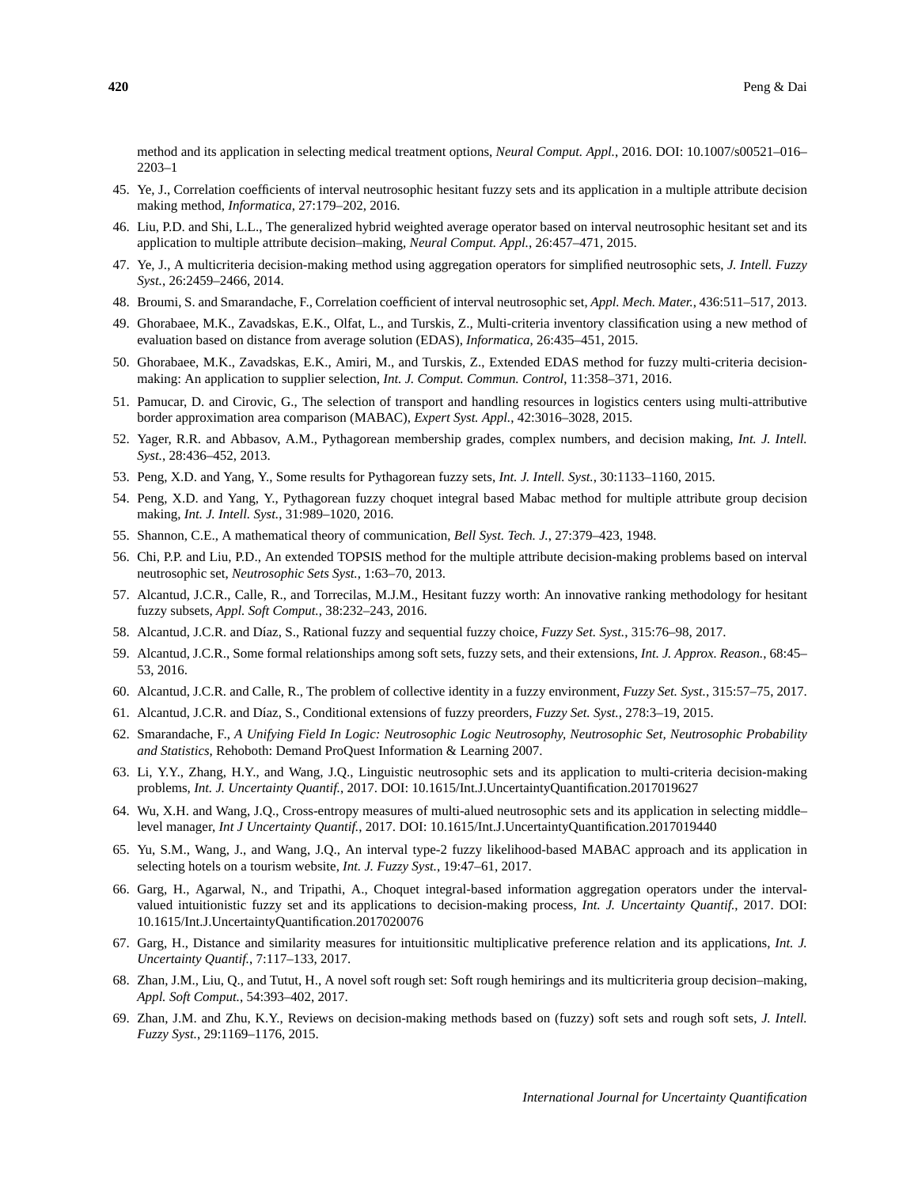method and its application in selecting medical treatment options, *Neural Comput. Appl.*, 2016. DOI: 10.1007/s00521–016–2203–1

45. Ye, J., Correlation coefficients of interval neutrosophic hesitant fuzzy sets and its application in a multiple attribute decision making method, *Informatica*, 27:179–202, 2016.

46. Liu, P.D. and Shi, L.L., The generalized hybrid weighted average operator based on interval neutrosophic hesitant set and its application to multiple attribute decision–making, *Neural Comput. Appl.*, 26:457–471, 2015.

47. Ye, J., A multicriteria decision-making method using aggregation operators for simplified neutrosophic sets, *J. Intell. Fuzzy Syst.*, 26:2459–2466, 2014.

48. Broumi, S. and Smarandache, F., Correlation coefficient of interval neutrosophic set, *Appl. Mech. Mater.*, 436:511–517, 2013.

49. Ghorabaee, M.K., Zavadskas, E.K., Olfat, L., and Turskis, Z., Multi-criteria inventory classification using a new method of evaluation based on distance from average solution (EDAS), *Informatica*, 26:435–451, 2015.

50. Ghorabaee, M.K., Zavadskas, E.K., Amiri, M., and Turskis, Z., Extended EDAS method for fuzzy multi-criteria decision-making: An application to supplier selection, *Int. J. Comput. Commun. Control*, 11:358–371, 2016.

51. Pamucar, D. and Cirovic, G., The selection of transport and handling resources in logistics centers using multi-attributive border approximation area comparison (MABAC), *Expert Syst. Appl.*, 42:3016–3028, 2015.

52. Yager, R.R. and Abbasov, A.M., Pythagorean membership grades, complex numbers, and decision making, *Int. J. Intell. Syst.*, 28:436–452, 2013.

53. Peng, X.D. and Yang, Y., Some results for Pythagorean fuzzy sets, *Int. J. Intell. Syst.*, 30:1133–1160, 2015.

54. Peng, X.D. and Yang, Y., Pythagorean fuzzy choquet integral based Mabac method for multiple attribute group decision making, *Int. J. Intell. Syst.*, 31:989–1020, 2016.

55. Shannon, C.E., A mathematical theory of communication, *Bell Syst. Tech. J.*, 27:379–423, 1948.

56. Chi, P.P. and Liu, P.D., An extended TOPSIS method for the multiple attribute decision-making problems based on interval neutrosophic set, *Neutrosophic Sets Syst.*, 1:63–70, 2013.

57. Alcantud, J.C.R., Calle, R., and Torrecilas, M.J.M., Hesitant fuzzy worth: An innovative ranking methodology for hesitant fuzzy subsets, *Appl. Soft Comput.*, 38:232–243, 2016.

58. Alcantud, J.C.R. and Díaz, S., Rational fuzzy and sequential fuzzy choice, *Fuzzy Set. Syst.*, 315:76–98, 2017.

59. Alcantud, J.C.R., Some formal relationships among soft sets, fuzzy sets, and their extensions, *Int. J. Approx. Reason.*, 68:45–53, 2016.

60. Alcantud, J.C.R. and Calle, R., The problem of collective identity in a fuzzy environment, *Fuzzy Set. Syst.*, 315:57–75, 2017.

61. Alcantud, J.C.R. and Díaz, S., Conditional extensions of fuzzy preorders, *Fuzzy Set. Syst.*, 278:3–19, 2015.

62. Smarandache, F., *A Unifying Field In Logic: Neutrosophic Logic Neutrosophy, Neutrosophic Set, Neutrosophic Probability and Statistics*, Rehoboth: Demand ProQuest Information & Learning 2007.

63. Li, Y.Y., Zhang, H.Y., and Wang, J.Q., Linguistic neutrosophic sets and its application to multi-criteria decision-making problems, *Int. J. Uncertainty Quantif.*, 2017. DOI: 10.1615/Int.J.UncertaintyQuantification.2017019627

64. Wu, X.H. and Wang, J.Q., Cross-entropy measures of multi-alued neutrosophic sets and its application in selecting middle–level manager, *Int J Uncertainty Quantif.*, 2017. DOI: 10.1615/Int.J.UncertaintyQuantification.2017019440

65. Yu, S.M., Wang, J., and Wang, J.Q., An interval type-2 fuzzy likelihood-based MABAC approach and its application in selecting hotels on a tourism website, *Int. J. Fuzzy Syst.*, 19:47–61, 2017.

66. Garg, H., Agarwal, N., and Tripathi, A., Choquet integral-based information aggregation operators under the interval-valued intuitionistic fuzzy set and its applications to decision-making process, *Int. J. Uncertainty Quantif.*, 2017. DOI: 10.1615/Int.J.UncertaintyQuantification.2017020076

67. Garg, H., Distance and similarity measures for intuitionsitic multiplicative preference relation and its applications, *Int. J. Uncertainty Quantif.*, 7:117–133, 2017.

68. Zhan, J.M., Liu, Q., and Tutut, H., A novel soft rough set: Soft rough hemirings and its multicriteria group decision–making, *Appl. Soft Comput.*, 54:393–402, 2017.

69. Zhan, J.M. and Zhu, K.Y., Reviews on decision-making methods based on (fuzzy) soft sets and rough soft sets, *J. Intell. Fuzzy Syst.*, 29:1169–1176, 2015.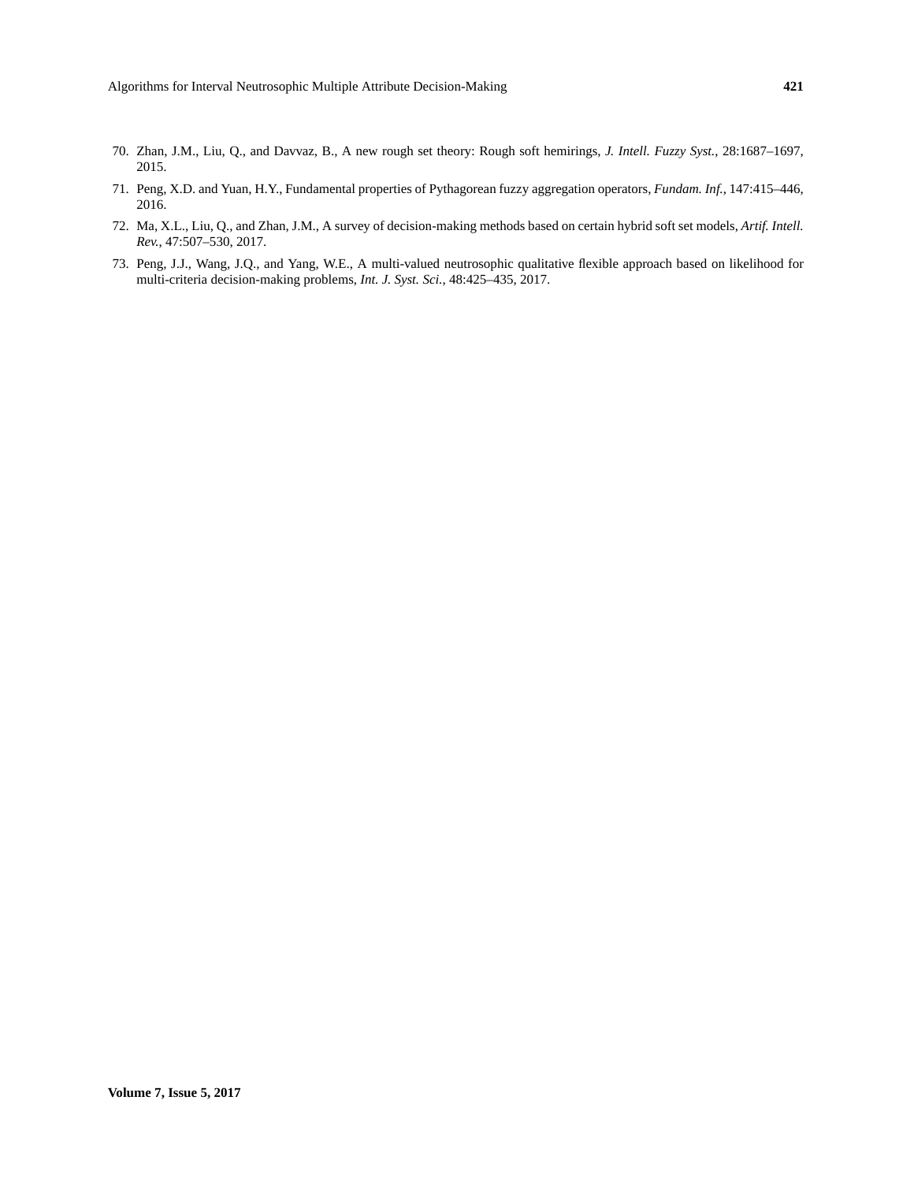70. Zhan, J.M., Liu, Q., and Davvaz, B., A new rough set theory: Rough soft hemirings, *J. Intell. Fuzzy Syst.*, 28:1687–1697, 2015.
71. Peng, X.D. and Yuan, H.Y., Fundamental properties of Pythagorean fuzzy aggregation operators, *Fundam. Inf.*, 147:415–446, 2016.
72. Ma, X.L., Liu, Q., and Zhan, J.M., A survey of decision-making methods based on certain hybrid soft set models, *Artif. Intell. Rev.*, 47:507–530, 2017.
73. Peng, J.J., Wang, J.Q., and Yang, W.E., A multi-valued neutrosophic qualitative flexible approach based on likelihood for multi-criteria decision-making problems, *Int. J. Syst. Sci.*, 48:425–435, 2017.